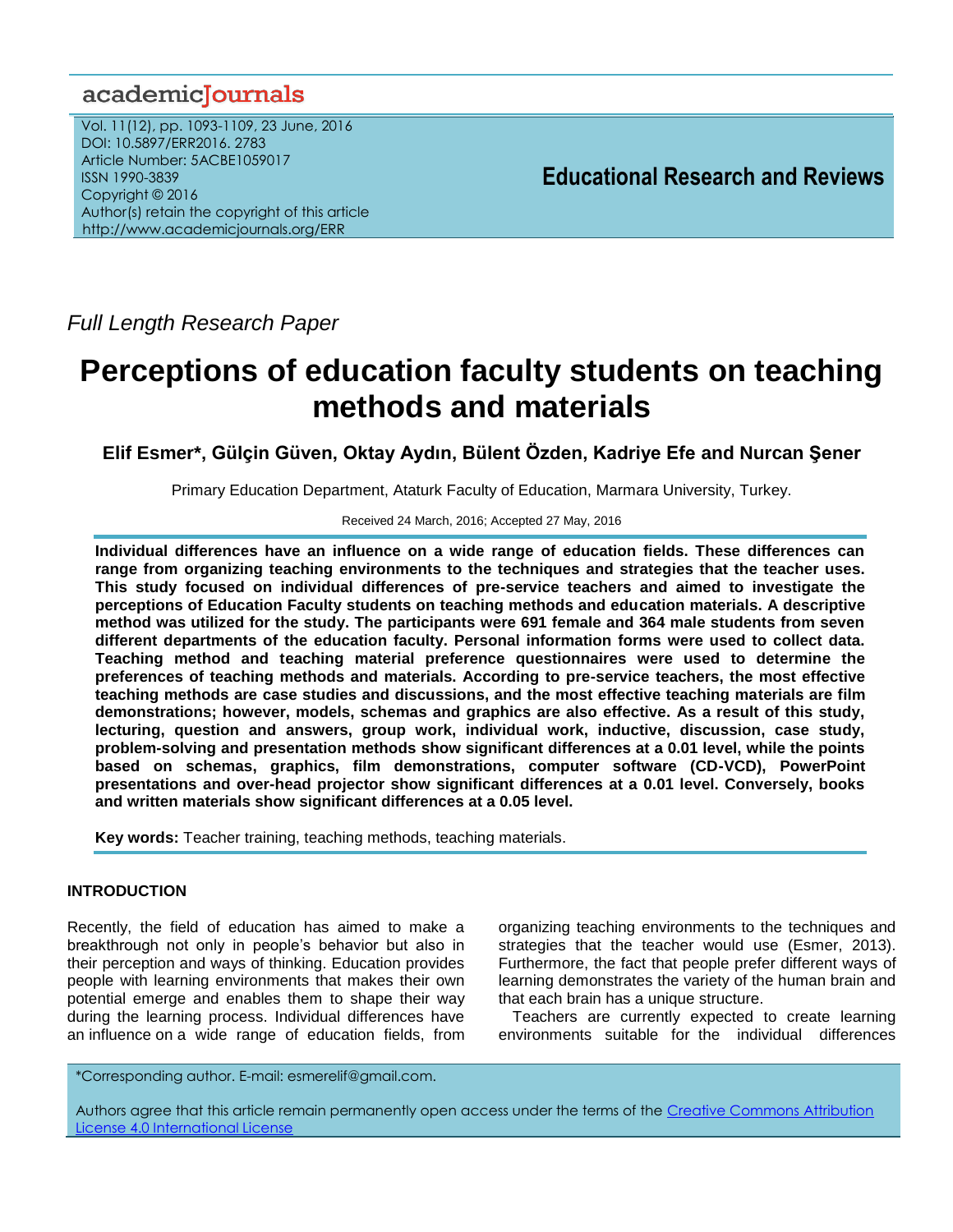Full Length Research Paper

# Perceptions of education faculty students on teaching methods and materials

**Elif Esmer*, Gülçin Güven, Oktay Aydın, Bülent Özden, Kadriye Efe and Nurcan Şener**

Primary Education Department, Ataturk Faculty of Education, Marmara University, Turkey.

Received 24 March, 2016; Accepted 27 May, 2016

**Individual differences have an influence on a wide range of education fields. These differences can range from organizing teaching environments to the techniques and strategies that the teacher uses. This study focused on individual differences of pre-service teachers and aimed to investigate the perceptions of Education Faculty students on teaching methods and education materials. A descriptive method was utilized for the study. The participants were 691 female and 364 male students from seven different departments of the education faculty. Personal information forms were used to collect data. Teaching method and teaching material preference questionnaires were used to determine the preferences of teaching methods and materials. According to pre-service teachers, the most effective teaching methods are case studies and discussions, and the most effective teaching materials are film demonstrations; however, models, schemas and graphics are also effective. As a result of this study, lecturing, question and answers, group work, individual work, inductive, discussion, case study, problem-solving and presentation methods show significant differences at a 0.01 level, while the points based on schemas, graphics, film demonstrations, computer software (CD-VCD), PowerPoint presentations and over-head projector show significant differences at a 0.01 level. Conversely, books and written materials show significant differences at a 0.05 level.**

**Key words:** Teacher training, teaching methods, teaching materials.

## INTRODUCTION

Recently, the field of education has aimed to make a breakthrough not only in people's behavior but also in their perception and ways of thinking. Education provides people with learning environments that makes their own potential emerge and enables them to shape their way during the learning process. Individual differences have an influence on a wide range of education fields, from organizing teaching environments to the techniques and strategies that the teacher would use (Esmer, 2013). Furthermore, the fact that people prefer different ways of learning demonstrates the variety of the human brain and that each brain has a unique structure.

Teachers are currently expected to create learning environments suitable for the individual differences

*Corresponding author. E-mail: esmerelif@gmail.com.

Authors agree that this article remain permanently open access under the terms of the Creative Commons Attribution License 4.0 International License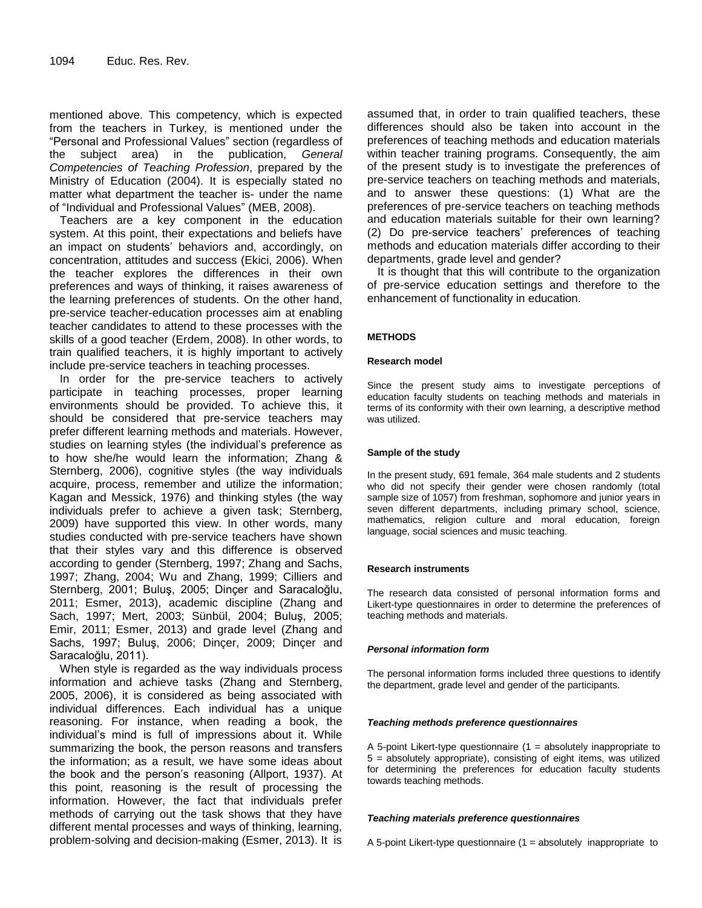mentioned above. This competency, which is expected from the teachers in Turkey, is mentioned under the "Personal and Professional Values" section (regardless of the subject area) in the publication, *General Competencies of Teaching Profession*, prepared by the Ministry of Education (2004). It is especially stated no matter what department the teacher is- under the name of "Individual and Professional Values" (MEB, 2008).

Teachers are a key component in the education system. At this point, their expectations and beliefs have an impact on students' behaviors and, accordingly, on concentration, attitudes and success (Ekici, 2006). When the teacher explores the differences in their own preferences and ways of thinking, it raises awareness of the learning preferences of students. On the other hand, pre-service teacher-education processes aim at enabling teacher candidates to attend to these processes with the skills of a good teacher (Erdem, 2008). In other words, to train qualified teachers, it is highly important to actively include pre-service teachers in teaching processes.

In order for the pre-service teachers to actively participate in teaching processes, proper learning environments should be provided. To achieve this, it should be considered that pre-service teachers may prefer different learning methods and materials. However, studies on learning styles (the individual's preference as to how she/he would learn the information; Zhang & Sternberg, 2006), cognitive styles (the way individuals acquire, process, remember and utilize the information; Kagan and Messick, 1976) and thinking styles (the way individuals prefer to achieve a given task; Sternberg, 2009) have supported this view. In other words, many studies conducted with pre-service teachers have shown that their styles vary and this difference is observed according to gender (Sternberg, 1997; Zhang and Sachs, 1997; Zhang, 2004; Wu and Zhang, 1999; Cilliers and Sternberg, 2001; Buluş, 2005; Dinçer and Saracaloğlu, 2011; Esmer, 2013), academic discipline (Zhang and Sach, 1997; Mert, 2003; Sünbül, 2004; Buluş, 2005; Emir, 2011; Esmer, 2013) and grade level (Zhang and Sachs, 1997; Buluş, 2006; Dinçer, 2009; Dinçer and Saracaloğlu, 2011).

When style is regarded as the way individuals process information and achieve tasks (Zhang and Sternberg, 2005, 2006), it is considered as being associated with individual differences. Each individual has a unique reasoning. For instance, when reading a book, the individual's mind is full of impressions about it. While summarizing the book, the person reasons and transfers the information; as a result, we have some ideas about the book and the person's reasoning (Allport, 1937). At this point, reasoning is the result of processing the information. However, the fact that individuals prefer methods of carrying out the task shows that they have different mental processes and ways of thinking, learning, problem-solving and decision-making (Esmer, 2013). It is assumed that, in order to train qualified teachers, these differences should also be taken into account in the preferences of teaching methods and education materials within teacher training programs. Consequently, the aim of the present study is to investigate the preferences of pre-service teachers on teaching methods and materials, and to answer these questions: (1) What are the preferences of pre-service teachers on teaching methods and education materials suitable for their own learning? (2) Do pre-service teachers' preferences of teaching methods and education materials differ according to their departments, grade level and gender?

It is thought that this will contribute to the organization of pre-service education settings and therefore to the enhancement of functionality in education.

## METHODS

### Research model

Since the present study aims to investigate perceptions of education faculty students on teaching methods and materials in terms of its conformity with their own learning, a descriptive method was utilized.

### Sample of the study

In the present study, 691 female, 364 male students and 2 students who did not specify their gender were chosen randomly (total sample size of 1057) from freshman, sophomore and junior years in seven different departments, including primary school, science, mathematics, religion culture and moral education, foreign language, social sciences and music teaching.

### Research instruments

The research data consisted of personal information forms and Likert-type questionnaires in order to determine the preferences of teaching methods and materials.

#### *Personal information form*

The personal information forms included three questions to identify the department, grade level and gender of the participants.

#### *Teaching methods preference questionnaires*

A 5-point Likert-type questionnaire (1 = absolutely inappropriate to 5 = absolutely appropriate), consisting of eight items, was utilized for determining the preferences for education faculty students towards teaching methods.

#### *Teaching materials preference questionnaires*

A 5-point Likert-type questionnaire (1 = absolutely inappropriate to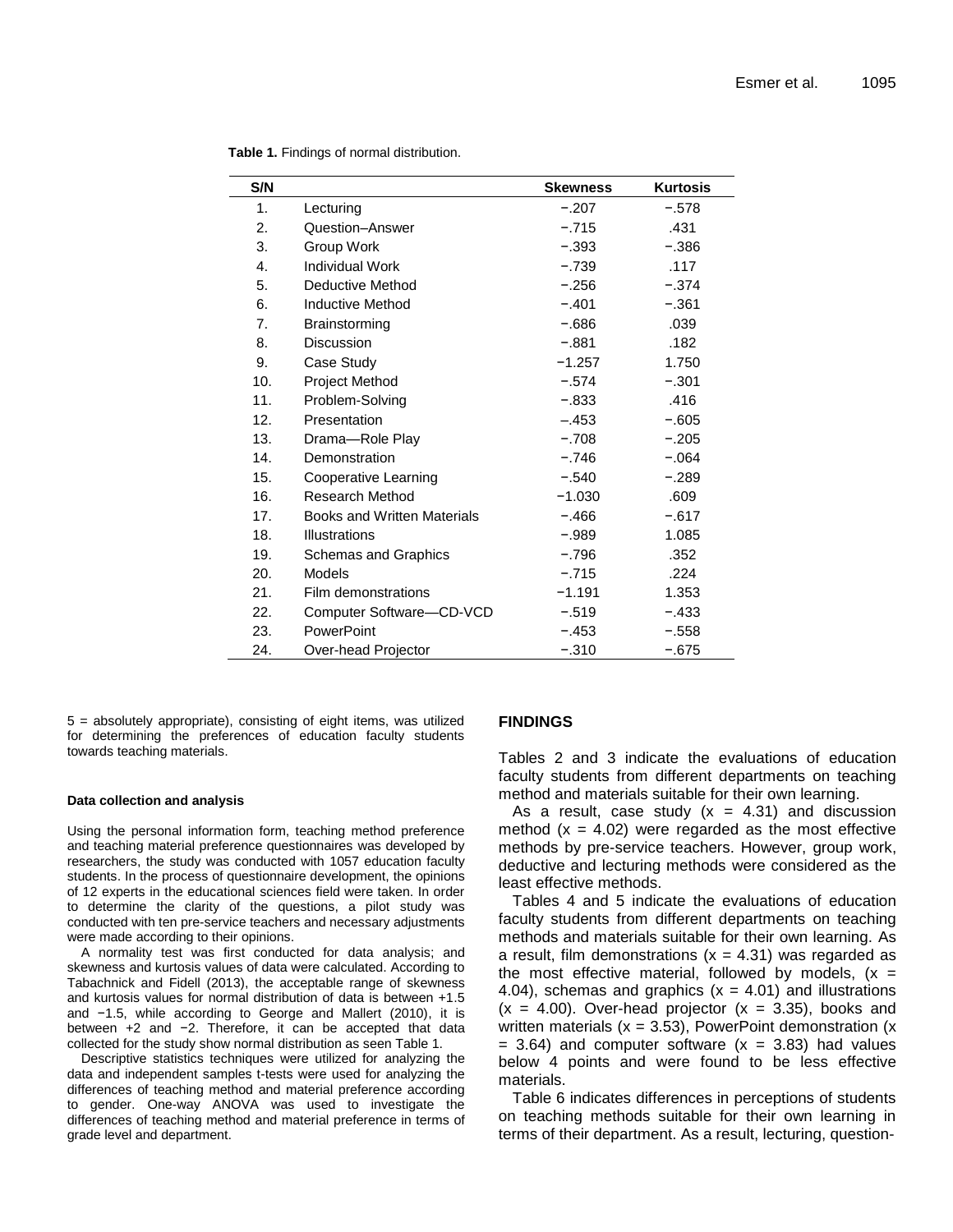**Table 1.** Findings of normal distribution.

| S/N | | Skewness | Kurtosis |
|---|---|---|---|
| 1. | Lecturing | −.207 | −.578 |
| 2. | Question–Answer | −.715 | .431 |
| 3. | Group Work | −.393 | −.386 |
| 4. | Individual Work | −.739 | .117 |
| 5. | Deductive Method | −.256 | −.374 |
| 6. | Inductive Method | −.401 | −.361 |
| 7. | Brainstorming | −.686 | .039 |
| 8. | Discussion | −.881 | .182 |
| 9. | Case Study | −1.257 | 1.750 |
| 10. | Project Method | −.574 | −.301 |
| 11. | Problem-Solving | −.833 | .416 |
| 12. | Presentation | –.453 | −.605 |
| 13. | Drama—Role Play | −.708 | −.205 |
| 14. | Demonstration | −.746 | −.064 |
| 15. | Cooperative Learning | −.540 | −.289 |
| 16. | Research Method | −1.030 | .609 |
| 17. | Books and Written Materials | −.466 | −.617 |
| 18. | Illustrations | −.989 | 1.085 |
| 19. | Schemas and Graphics | −.796 | .352 |
| 20. | Models | −.715 | .224 |
| 21. | Film demonstrations | −1.191 | 1.353 |
| 22. | Computer Software—CD-VCD | −.519 | −.433 |
| 23. | PowerPoint | −.453 | −.558 |
| 24. | Over-head Projector | −.310 | −.675 |

5 = absolutely appropriate), consisting of eight items, was utilized for determining the preferences of education faculty students towards teaching materials.

#### Data collection and analysis

Using the personal information form, teaching method preference and teaching material preference questionnaires was developed by researchers, the study was conducted with 1057 education faculty students. In the process of questionnaire development, the opinions of 12 experts in the educational sciences field were taken. In order to determine the clarity of the questions, a pilot study was conducted with ten pre-service teachers and necessary adjustments were made according to their opinions.

A normality test was first conducted for data analysis; and skewness and kurtosis values of data were calculated. According to Tabachnick and Fidell (2013), the acceptable range of skewness and kurtosis values for normal distribution of data is between +1.5 and −1.5, while according to George and Mallert (2010), it is between +2 and −2. Therefore, it can be accepted that data collected for the study show normal distribution as seen Table 1.

Descriptive statistics techniques were utilized for analyzing the data and independent samples t-tests were used for analyzing the differences of teaching method and material preference according to gender. One-way ANOVA was used to investigate the differences of teaching method and material preference in terms of grade level and department.

## FINDINGS

Tables 2 and 3 indicate the evaluations of education faculty students from different departments on teaching method and materials suitable for their own learning.

As a result, case study ($x$ = 4.31) and discussion method ($x$ = 4.02) were regarded as the most effective methods by pre-service teachers. However, group work, deductive and lecturing methods were considered as the least effective methods.

Tables 4 and 5 indicate the evaluations of education faculty students from different departments on teaching methods and materials suitable for their own learning. As a result, film demonstrations ($x$ = 4.31) was regarded as the most effective material, followed by models, ($x$ = 4.04), schemas and graphics ($x$ = 4.01) and illustrations ($x$ = 4.00). Over-head projector ($x$ = 3.35), books and written materials ($x$ = 3.53), PowerPoint demonstration ($x$ = 3.64) and computer software ($x$ = 3.83) had values below 4 points and were found to be less effective materials.

Table 6 indicates differences in perceptions of students on teaching methods suitable for their own learning in terms of their department. As a result, lecturing, question-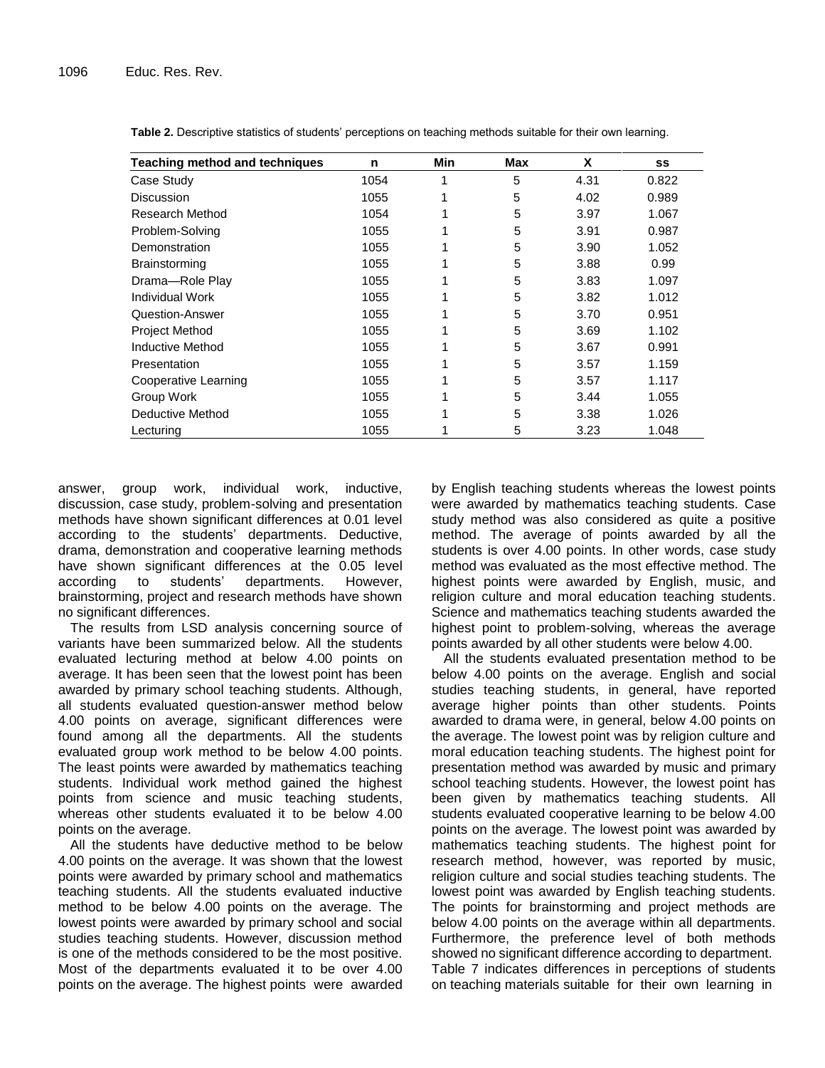**Table 2.** Descriptive statistics of students' perceptions on teaching methods suitable for their own learning.

| Teaching method and techniques | n | Min | Max | X | ss |
|---|---|---|---|---|---|
| Case Study | 1054 | 1 | 5 | 4.31 | 0.822 |
| Discussion | 1055 | 1 | 5 | 4.02 | 0.989 |
| Research Method | 1054 | 1 | 5 | 3.97 | 1.067 |
| Problem-Solving | 1055 | 1 | 5 | 3.91 | 0.987 |
| Demonstration | 1055 | 1 | 5 | 3.90 | 1.052 |
| Brainstorming | 1055 | 1 | 5 | 3.88 | 0.99 |
| Drama—Role Play | 1055 | 1 | 5 | 3.83 | 1.097 |
| Individual Work | 1055 | 1 | 5 | 3.82 | 1.012 |
| Question-Answer | 1055 | 1 | 5 | 3.70 | 0.951 |
| Project Method | 1055 | 1 | 5 | 3.69 | 1.102 |
| Inductive Method | 1055 | 1 | 5 | 3.67 | 0.991 |
| Presentation | 1055 | 1 | 5 | 3.57 | 1.159 |
| Cooperative Learning | 1055 | 1 | 5 | 3.57 | 1.117 |
| Group Work | 1055 | 1 | 5 | 3.44 | 1.055 |
| Deductive Method | 1055 | 1 | 5 | 3.38 | 1.026 |
| Lecturing | 1055 | 1 | 5 | 3.23 | 1.048 |

answer, group work, individual work, inductive, discussion, case study, problem-solving and presentation methods have shown significant differences at 0.01 level according to the students' departments. Deductive, drama, demonstration and cooperative learning methods have shown significant differences at the 0.05 level according to students' departments. However, brainstorming, project and research methods have shown no significant differences.

The results from LSD analysis concerning source of variants have been summarized below. All the students evaluated lecturing method at below 4.00 points on average. It has been seen that the lowest point has been awarded by primary school teaching students. Although, all students evaluated question-answer method below 4.00 points on average, significant differences were found among all the departments. All the students evaluated group work method to be below 4.00 points. The least points were awarded by mathematics teaching students. Individual work method gained the highest points from science and music teaching students, whereas other students evaluated it to be below 4.00 points on the average.

All the students have deductive method to be below 4.00 points on the average. It was shown that the lowest points were awarded by primary school and mathematics teaching students. All the students evaluated inductive method to be below 4.00 points on the average. The lowest points were awarded by primary school and social studies teaching students. However, discussion method is one of the methods considered to be the most positive. Most of the departments evaluated it to be over 4.00 points on the average. The highest points were awarded by English teaching students whereas the lowest points were awarded by mathematics teaching students. Case study method was also considered as quite a positive method. The average of points awarded by all the students is over 4.00 points. In other words, case study method was evaluated as the most effective method. The highest points were awarded by English, music, and religion culture and moral education teaching students. Science and mathematics teaching students awarded the highest point to problem-solving, whereas the average points awarded by all other students were below 4.00.

All the students evaluated presentation method to be below 4.00 points on the average. English and social studies teaching students, in general, have reported average higher points than other students. Points awarded to drama were, in general, below 4.00 points on the average. The lowest point was by religion culture and moral education teaching students. The highest point for presentation method was awarded by music and primary school teaching students. However, the lowest point has been given by mathematics teaching students. All students evaluated cooperative learning to be below 4.00 points on the average. The lowest point was awarded by mathematics teaching students. The highest point for research method, however, was reported by music, religion culture and social studies teaching students. The lowest point was awarded by English teaching students. The points for brainstorming and project methods are below 4.00 points on the average within all departments. Furthermore, the preference level of both methods showed no significant difference according to department. Table 7 indicates differences in perceptions of students on teaching materials suitable for their own learning in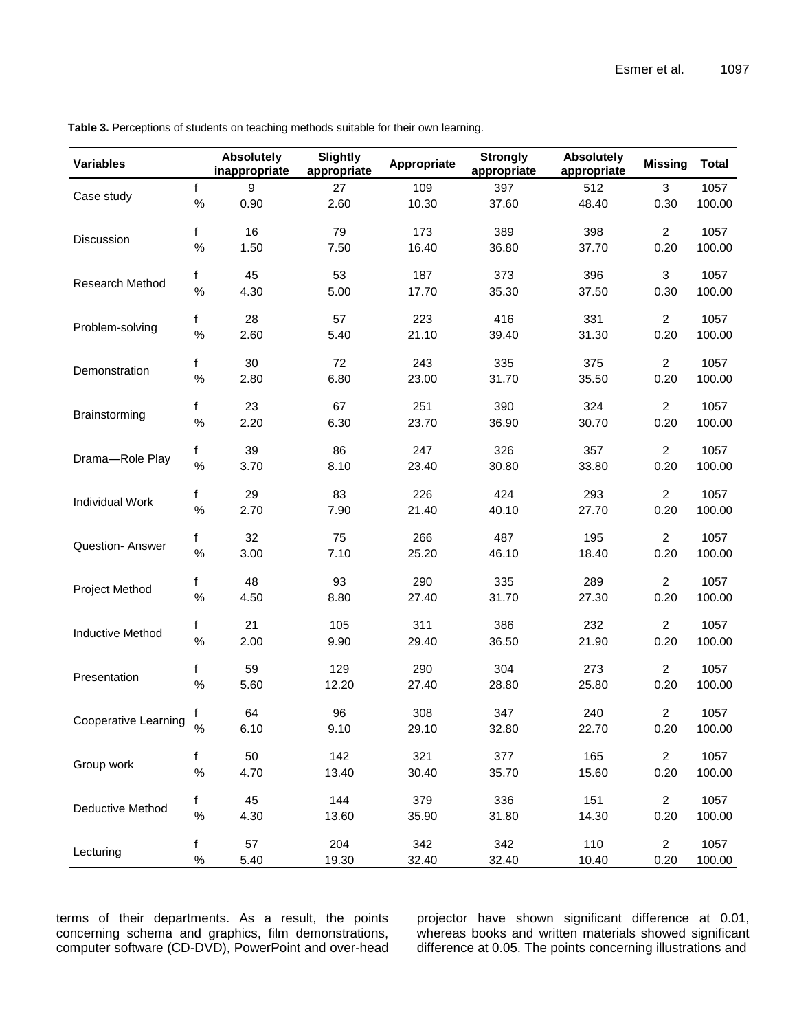**Table 3.** Perceptions of students on teaching methods suitable for their own learning.

| Variables | | Absolutely inappropriate | Slightly appropriate | Appropriate | Strongly appropriate | Absolutely appropriate | Missing | Total |
|---|---|---|---|---|---|---|---|---|
| Case study | f | 9 | 27 | 109 | 397 | 512 | 3 | 1057 |
| | % | 0.90 | 2.60 | 10.30 | 37.60 | 48.40 | 0.30 | 100.00 |
| Discussion | f | 16 | 79 | 173 | 389 | 398 | 2 | 1057 |
| | % | 1.50 | 7.50 | 16.40 | 36.80 | 37.70 | 0.20 | 100.00 |
| Research Method | f | 45 | 53 | 187 | 373 | 396 | 3 | 1057 |
| | % | 4.30 | 5.00 | 17.70 | 35.30 | 37.50 | 0.30 | 100.00 |
| Problem-solving | f | 28 | 57 | 223 | 416 | 331 | 2 | 1057 |
| | % | 2.60 | 5.40 | 21.10 | 39.40 | 31.30 | 0.20 | 100.00 |
| Demonstration | f | 30 | 72 | 243 | 335 | 375 | 2 | 1057 |
| | % | 2.80 | 6.80 | 23.00 | 31.70 | 35.50 | 0.20 | 100.00 |
| Brainstorming | f | 23 | 67 | 251 | 390 | 324 | 2 | 1057 |
| | % | 2.20 | 6.30 | 23.70 | 36.90 | 30.70 | 0.20 | 100.00 |
| Drama—Role Play | f | 39 | 86 | 247 | 326 | 357 | 2 | 1057 |
| | % | 3.70 | 8.10 | 23.40 | 30.80 | 33.80 | 0.20 | 100.00 |
| Individual Work | f | 29 | 83 | 226 | 424 | 293 | 2 | 1057 |
| | % | 2.70 | 7.90 | 21.40 | 40.10 | 27.70 | 0.20 | 100.00 |
| Question- Answer | f | 32 | 75 | 266 | 487 | 195 | 2 | 1057 |
| | % | 3.00 | 7.10 | 25.20 | 46.10 | 18.40 | 0.20 | 100.00 |
| Project Method | f | 48 | 93 | 290 | 335 | 289 | 2 | 1057 |
| | % | 4.50 | 8.80 | 27.40 | 31.70 | 27.30 | 0.20 | 100.00 |
| Inductive Method | f | 21 | 105 | 311 | 386 | 232 | 2 | 1057 |
| | % | 2.00 | 9.90 | 29.40 | 36.50 | 21.90 | 0.20 | 100.00 |
| Presentation | f | 59 | 129 | 290 | 304 | 273 | 2 | 1057 |
| | % | 5.60 | 12.20 | 27.40 | 28.80 | 25.80 | 0.20 | 100.00 |
| Cooperative Learning | f | 64 | 96 | 308 | 347 | 240 | 2 | 1057 |
| | % | 6.10 | 9.10 | 29.10 | 32.80 | 22.70 | 0.20 | 100.00 |
| Group work | f | 50 | 142 | 321 | 377 | 165 | 2 | 1057 |
| | % | 4.70 | 13.40 | 30.40 | 35.70 | 15.60 | 0.20 | 100.00 |
| Deductive Method | f | 45 | 144 | 379 | 336 | 151 | 2 | 1057 |
| | % | 4.30 | 13.60 | 35.90 | 31.80 | 14.30 | 0.20 | 100.00 |
| Lecturing | f | 57 | 204 | 342 | 342 | 110 | 2 | 1057 |
| | % | 5.40 | 19.30 | 32.40 | 32.40 | 10.40 | 0.20 | 100.00 |

terms of their departments. As a result, the points concerning schema and graphics, film demonstrations, computer software (CD-DVD), PowerPoint and over-head projector have shown significant difference at 0.01, whereas books and written materials showed significant difference at 0.05. The points concerning illustrations and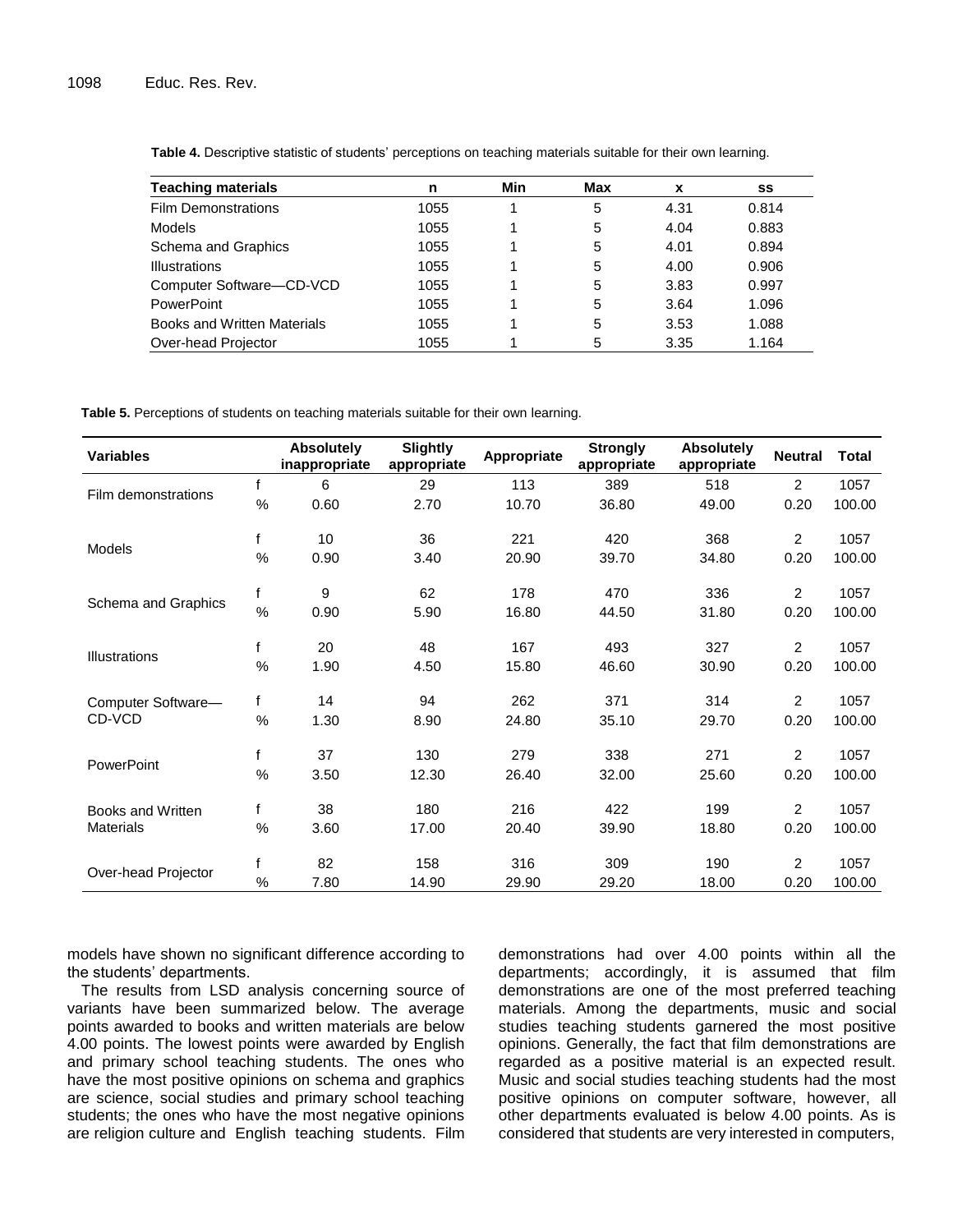**Table 4.** Descriptive statistic of students' perceptions on teaching materials suitable for their own learning.

| Teaching materials | n | Min | Max | x | ss |
|---|---|---|---|---|---|
| Film Demonstrations | 1055 | 1 | 5 | 4.31 | 0.814 |
| Models | 1055 | 1 | 5 | 4.04 | 0.883 |
| Schema and Graphics | 1055 | 1 | 5 | 4.01 | 0.894 |
| Illustrations | 1055 | 1 | 5 | 4.00 | 0.906 |
| Computer Software—CD-VCD | 1055 | 1 | 5 | 3.83 | 0.997 |
| PowerPoint | 1055 | 1 | 5 | 3.64 | 1.096 |
| Books and Written Materials | 1055 | 1 | 5 | 3.53 | 1.088 |
| Over-head Projector | 1055 | 1 | 5 | 3.35 | 1.164 |

**Table 5.** Perceptions of students on teaching materials suitable for their own learning.

| Variables | | Absolutely inappropriate | Slightly appropriate | Appropriate | Strongly appropriate | Absolutely appropriate | Neutral | Total |
|---|---|---|---|---|---|---|---|---|
| Film demonstrations | f | 6 | 29 | 113 | 389 | 518 | 2 | 1057 |
| | % | 0.60 | 2.70 | 10.70 | 36.80 | 49.00 | 0.20 | 100.00 |
| Models | f | 10 | 36 | 221 | 420 | 368 | 2 | 1057 |
| | % | 0.90 | 3.40 | 20.90 | 39.70 | 34.80 | 0.20 | 100.00 |
| Schema and Graphics | f | 9 | 62 | 178 | 470 | 336 | 2 | 1057 |
| | % | 0.90 | 5.90 | 16.80 | 44.50 | 31.80 | 0.20 | 100.00 |
| Illustrations | f | 20 | 48 | 167 | 493 | 327 | 2 | 1057 |
| | % | 1.90 | 4.50 | 15.80 | 46.60 | 30.90 | 0.20 | 100.00 |
| Computer Software—CD-VCD | f | 14 | 94 | 262 | 371 | 314 | 2 | 1057 |
| | % | 1.30 | 8.90 | 24.80 | 35.10 | 29.70 | 0.20 | 100.00 |
| PowerPoint | f | 37 | 130 | 279 | 338 | 271 | 2 | 1057 |
| | % | 3.50 | 12.30 | 26.40 | 32.00 | 25.60 | 0.20 | 100.00 |
| Books and Written Materials | f | 38 | 180 | 216 | 422 | 199 | 2 | 1057 |
| | % | 3.60 | 17.00 | 20.40 | 39.90 | 18.80 | 0.20 | 100.00 |
| Over-head Projector | f | 82 | 158 | 316 | 309 | 190 | 2 | 1057 |
| | % | 7.80 | 14.90 | 29.90 | 29.20 | 18.00 | 0.20 | 100.00 |

models have shown no significant difference according to the students' departments.

The results from LSD analysis concerning source of variants have been summarized below. The average points awarded to books and written materials are below 4.00 points. The lowest points were awarded by English and primary school teaching students. The ones who have the most positive opinions on schema and graphics are science, social studies and primary school teaching students; the ones who have the most negative opinions are religion culture and English teaching students. Film demonstrations had over 4.00 points within all the departments; accordingly, it is assumed that film demonstrations are one of the most preferred teaching materials. Among the departments, music and social studies teaching students garnered the most positive opinions. Generally, the fact that film demonstrations are regarded as a positive material is an expected result. Music and social studies teaching students had the most positive opinions on computer software, however, all other departments evaluated is below 4.00 points. As is considered that students are very interested in computers,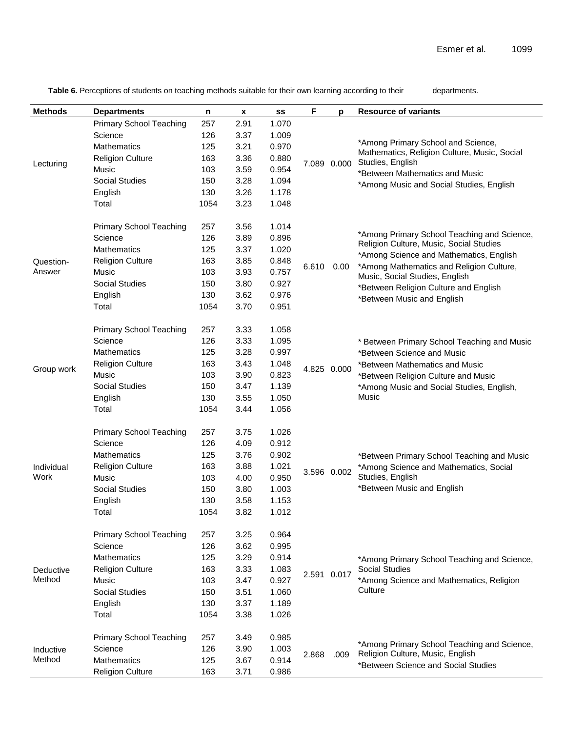**Table 6.** Perceptions of students on teaching methods suitable for their own learning according to their departments.

| Methods | Departments | n | x | ss | F | p | Resource of variants |
|---|---|---|---|---|---|---|---|
| Lecturing | Primary School Teaching | 257 | 2.91 | 1.070 | 7.089 | 0.000 | *Among Primary School and Science, Mathematics, Religion Culture, Music, Social Studies, English *Between Mathematics and Music *Among Music and Social Studies, English |
| | Science | 126 | 3.37 | 1.009 | | | |
| | Mathematics | 125 | 3.21 | 0.970 | | | |
| | Religion Culture | 163 | 3.36 | 0.880 | | | |
| | Music | 103 | 3.59 | 0.954 | | | |
| | Social Studies | 150 | 3.28 | 1.094 | | | |
| | English | 130 | 3.26 | 1.178 | | | |
| | Total | 1054 | 3.23 | 1.048 | | | |
| Question-Answer | Primary School Teaching | 257 | 3.56 | 1.014 | 6.610 | 0.00 | *Among Primary School Teaching and Science, Religion Culture, Music, Social Studies *Among Science and Mathematics, English *Among Mathematics and Religion Culture, Music, Social Studies, English *Between Religion Culture and English *Between Music and English |
| | Science | 126 | 3.89 | 0.896 | | | |
| | Mathematics | 125 | 3.37 | 1.020 | | | |
| | Religion Culture | 163 | 3.85 | 0.848 | | | |
| | Music | 103 | 3.93 | 0.757 | | | |
| | Social Studies | 150 | 3.80 | 0.927 | | | |
| | English | 130 | 3.62 | 0.976 | | | |
| | Total | 1054 | 3.70 | 0.951 | | | |
| Group work | Primary School Teaching | 257 | 3.33 | 1.058 | 4.825 | 0.000 | * Between Primary School Teaching and Music *Between Science and Music *Between Mathematics and Music *Between Religion Culture and Music *Among Music and Social Studies, English, Music |
| | Science | 126 | 3.33 | 1.095 | | | |
| | Mathematics | 125 | 3.28 | 0.997 | | | |
| | Religion Culture | 163 | 3.43 | 1.048 | | | |
| | Music | 103 | 3.90 | 0.823 | | | |
| | Social Studies | 150 | 3.47 | 1.139 | | | |
| | English | 130 | 3.55 | 1.050 | | | |
| | Total | 1054 | 3.44 | 1.056 | | | |
| Individual Work | Primary School Teaching | 257 | 3.75 | 1.026 | 3.596 | 0.002 | *Between Primary School Teaching and Music *Among Science and Mathematics, Social Studies, English *Between Music and English |
| | Science | 126 | 4.09 | 0.912 | | | |
| | Mathematics | 125 | 3.76 | 0.902 | | | |
| | Religion Culture | 163 | 3.88 | 1.021 | | | |
| | Music | 103 | 4.00 | 0.950 | | | |
| | Social Studies | 150 | 3.80 | 1.003 | | | |
| | English | 130 | 3.58 | 1.153 | | | |
| | Total | 1054 | 3.82 | 1.012 | | | |
| Deductive Method | Primary School Teaching | 257 | 3.25 | 0.964 | 2.591 | 0.017 | *Among Primary School Teaching and Science, Social Studies *Among Science and Mathematics, Religion Culture |
| | Science | 126 | 3.62 | 0.995 | | | |
| | Mathematics | 125 | 3.29 | 0.914 | | | |
| | Religion Culture | 163 | 3.33 | 1.083 | | | |
| | Music | 103 | 3.47 | 0.927 | | | |
| | Social Studies | 150 | 3.51 | 1.060 | | | |
| | English | 130 | 3.37 | 1.189 | | | |
| | Total | 1054 | 3.38 | 1.026 | | | |
| Inductive Method | Primary School Teaching | 257 | 3.49 | 0.985 | 2.868 | .009 | *Among Primary School Teaching and Science, Religion Culture, Music, English *Between Science and Social Studies |
| | Science | 126 | 3.90 | 1.003 | | | |
| | Mathematics | 125 | 3.67 | 0.914 | | | |
| | Religion Culture | 163 | 3.71 | 0.986 | | | |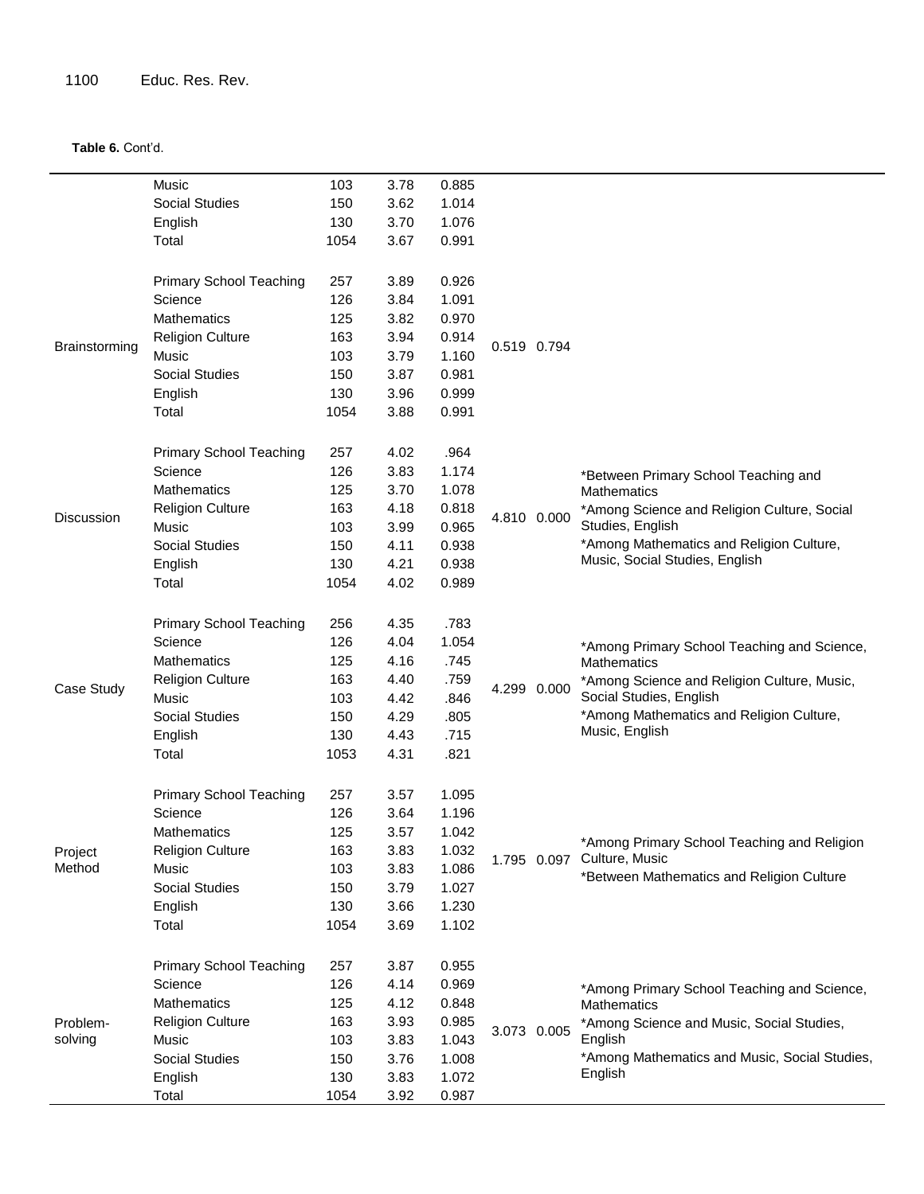**Table 6.** Cont'd.

| | | | | | | | |
|---|---|---|---|---|---|---|---|
| | Music | 103 | 3.78 | 0.885 | | | |
| | Social Studies | 150 | 3.62 | 1.014 | | | |
| | English | 130 | 3.70 | 1.076 | | | |
| | Total | 1054 | 3.67 | 0.991 | | | |
| Brainstorming | Primary School Teaching | 257 | 3.89 | 0.926 | 0.519 | 0.794 | |
| | Science | 126 | 3.84 | 1.091 | | | |
| | Mathematics | 125 | 3.82 | 0.970 | | | |
| | Religion Culture | 163 | 3.94 | 0.914 | | | |
| | Music | 103 | 3.79 | 1.160 | | | |
| | Social Studies | 150 | 3.87 | 0.981 | | | |
| | English | 130 | 3.96 | 0.999 | | | |
| | Total | 1054 | 3.88 | 0.991 | | | |
| Discussion | Primary School Teaching | 257 | 4.02 | .964 | 4.810 | 0.000 | *Between Primary School Teaching and Mathematics *Among Science and Religion Culture, Social Studies, English *Among Mathematics and Religion Culture, Music, Social Studies, English |
| | Science | 126 | 3.83 | 1.174 | | | |
| | Mathematics | 125 | 3.70 | 1.078 | | | |
| | Religion Culture | 163 | 4.18 | 0.818 | | | |
| | Music | 103 | 3.99 | 0.965 | | | |
| | Social Studies | 150 | 4.11 | 0.938 | | | |
| | English | 130 | 4.21 | 0.938 | | | |
| | Total | 1054 | 4.02 | 0.989 | | | |
| Case Study | Primary School Teaching | 256 | 4.35 | .783 | 4.299 | 0.000 | *Among Primary School Teaching and Science, Mathematics *Among Science and Religion Culture, Music, Social Studies, English *Among Mathematics and Religion Culture, Music, English |
| | Science | 126 | 4.04 | 1.054 | | | |
| | Mathematics | 125 | 4.16 | .745 | | | |
| | Religion Culture | 163 | 4.40 | .759 | | | |
| | Music | 103 | 4.42 | .846 | | | |
| | Social Studies | 150 | 4.29 | .805 | | | |
| | English | 130 | 4.43 | .715 | | | |
| | Total | 1053 | 4.31 | .821 | | | |
| Project Method | Primary School Teaching | 257 | 3.57 | 1.095 | 1.795 | 0.097 | *Among Primary School Teaching and Religion Culture, Music *Between Mathematics and Religion Culture |
| | Science | 126 | 3.64 | 1.196 | | | |
| | Mathematics | 125 | 3.57 | 1.042 | | | |
| | Religion Culture | 163 | 3.83 | 1.032 | | | |
| | Music | 103 | 3.83 | 1.086 | | | |
| | Social Studies | 150 | 3.79 | 1.027 | | | |
| | English | 130 | 3.66 | 1.230 | | | |
| | Total | 1054 | 3.69 | 1.102 | | | |
| Problem-solving | Primary School Teaching | 257 | 3.87 | 0.955 | 3.073 | 0.005 | *Among Primary School Teaching and Science, Mathematics *Among Science and Music, Social Studies, English *Among Mathematics and Music, Social Studies, English |
| | Science | 126 | 4.14 | 0.969 | | | |
| | Mathematics | 125 | 4.12 | 0.848 | | | |
| | Religion Culture | 163 | 3.93 | 0.985 | | | |
| | Music | 103 | 3.83 | 1.043 | | | |
| | Social Studies | 150 | 3.76 | 1.008 | | | |
| | English | 130 | 3.83 | 1.072 | | | |
| | Total | 1054 | 3.92 | 0.987 | | | |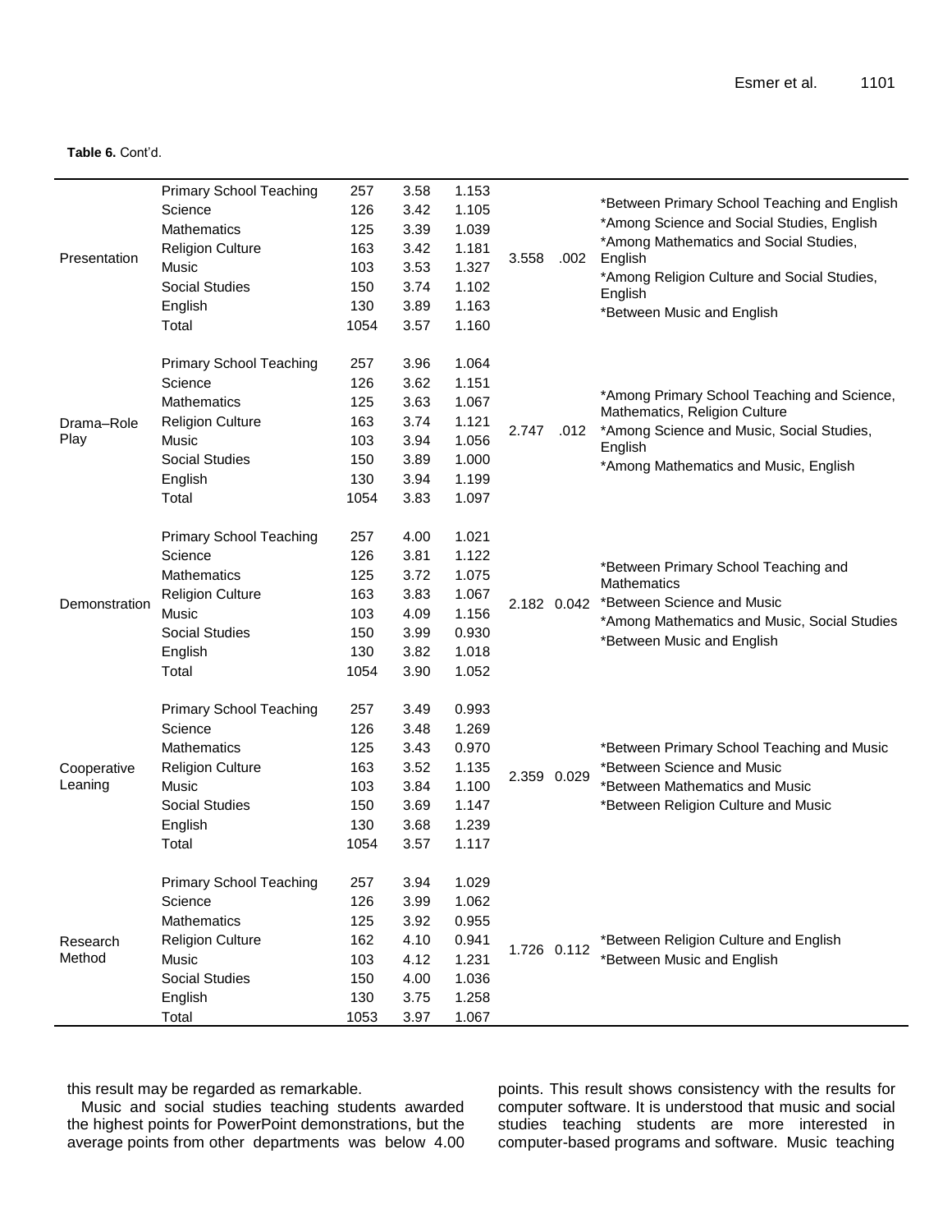**Table 6.** Cont'd.

| | | | | | | | |
|---|---|---|---|---|---|---|---|
| Presentation | Primary School Teaching | 257 | 3.58 | 1.153 | 3.558 | .002 | *Between Primary School Teaching and English<br>*Among Science and Social Studies, English<br>*Among Mathematics and Social Studies, English<br>*Among Religion Culture and Social Studies, English<br>*Between Music and English |
| | Science | 126 | 3.42 | 1.105 | | | |
| | Mathematics | 125 | 3.39 | 1.039 | | | |
| | Religion Culture | 163 | 3.42 | 1.181 | | | |
| | Music | 103 | 3.53 | 1.327 | | | |
| | Social Studies | 150 | 3.74 | 1.102 | | | |
| | English | 130 | 3.89 | 1.163 | | | |
| | Total | 1054 | 3.57 | 1.160 | | | |
| Drama–Role Play | Primary School Teaching | 257 | 3.96 | 1.064 | 2.747 | .012 | *Among Primary School Teaching and Science, Mathematics, Religion Culture<br>*Among Science and Music, Social Studies, English<br>*Among Mathematics and Music, English |
| | Science | 126 | 3.62 | 1.151 | | | |
| | Mathematics | 125 | 3.63 | 1.067 | | | |
| | Religion Culture | 163 | 3.74 | 1.121 | | | |
| | Music | 103 | 3.94 | 1.056 | | | |
| | Social Studies | 150 | 3.89 | 1.000 | | | |
| | English | 130 | 3.94 | 1.199 | | | |
| | Total | 1054 | 3.83 | 1.097 | | | |
| Demonstration | Primary School Teaching | 257 | 4.00 | 1.021 | 2.182 | 0.042 | *Between Primary School Teaching and Mathematics<br>*Between Science and Music<br>*Among Mathematics and Music, Social Studies<br>*Between Music and English |
| | Science | 126 | 3.81 | 1.122 | | | |
| | Mathematics | 125 | 3.72 | 1.075 | | | |
| | Religion Culture | 163 | 3.83 | 1.067 | | | |
| | Music | 103 | 4.09 | 1.156 | | | |
| | Social Studies | 150 | 3.99 | 0.930 | | | |
| | English | 130 | 3.82 | 1.018 | | | |
| | Total | 1054 | 3.90 | 1.052 | | | |
| Cooperative Leaning | Primary School Teaching | 257 | 3.49 | 0.993 | 2.359 | 0.029 | *Between Primary School Teaching and Music<br>*Between Science and Music<br>*Between Mathematics and Music<br>*Between Religion Culture and Music |
| | Science | 126 | 3.48 | 1.269 | | | |
| | Mathematics | 125 | 3.43 | 0.970 | | | |
| | Religion Culture | 163 | 3.52 | 1.135 | | | |
| | Music | 103 | 3.84 | 1.100 | | | |
| | Social Studies | 150 | 3.69 | 1.147 | | | |
| | English | 130 | 3.68 | 1.239 | | | |
| | Total | 1054 | 3.57 | 1.117 | | | |
| Research Method | Primary School Teaching | 257 | 3.94 | 1.029 | 1.726 | 0.112 | *Between Religion Culture and English<br>*Between Music and English |
| | Science | 126 | 3.99 | 1.062 | | | |
| | Mathematics | 125 | 3.92 | 0.955 | | | |
| | Religion Culture | 162 | 4.10 | 0.941 | | | |
| | Music | 103 | 4.12 | 1.231 | | | |
| | Social Studies | 150 | 4.00 | 1.036 | | | |
| | English | 130 | 3.75 | 1.258 | | | |
| | Total | 1053 | 3.97 | 1.067 | | | |

this result may be regarded as remarkable.

Music and social studies teaching students awarded the highest points for PowerPoint demonstrations, but the average points from other departments was below 4.00 points. This result shows consistency with the results for computer software. It is understood that music and social studies teaching students are more interested in computer-based programs and software. Music teaching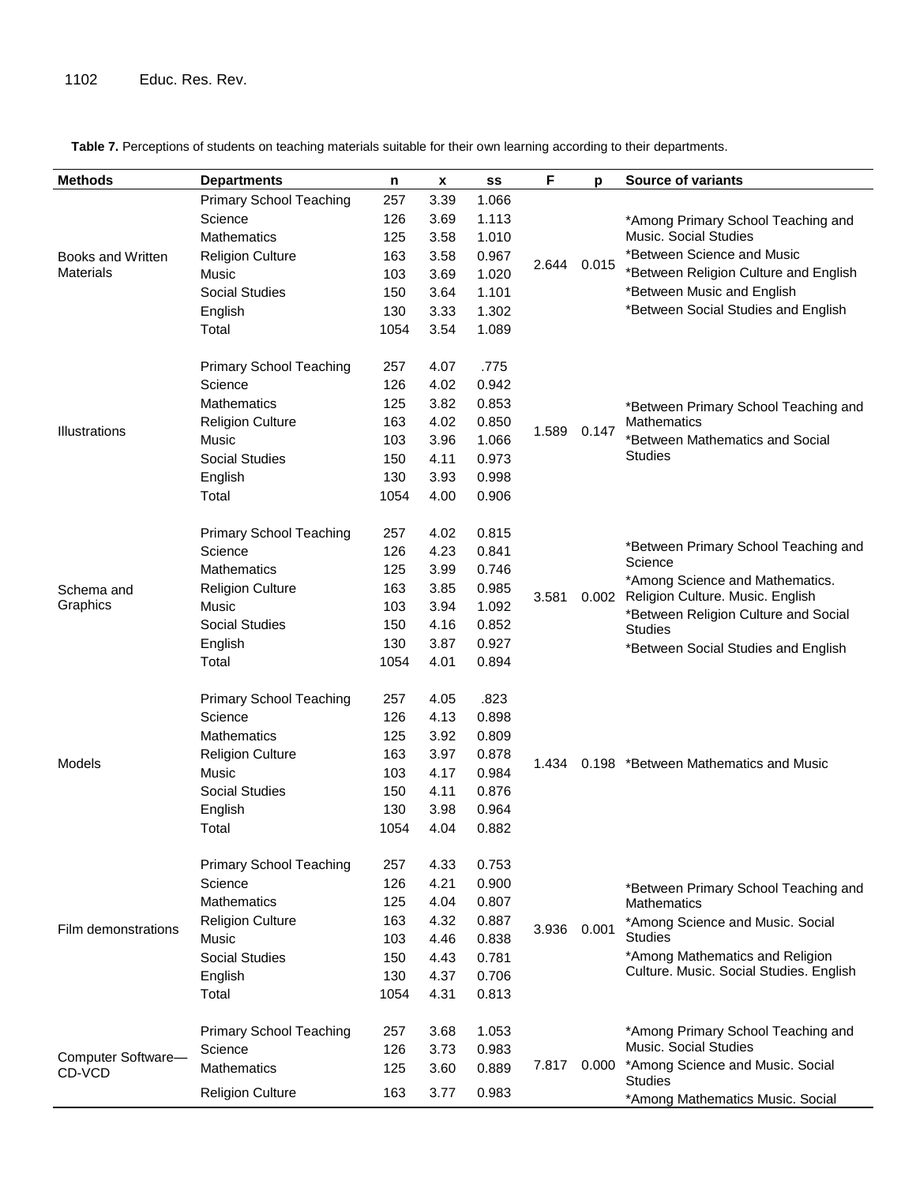**Table 7.** Perceptions of students on teaching materials suitable for their own learning according to their departments.

| Methods | Departments | n | x | ss | F | p | Source of variants |
|---|---|---|---|---|---|---|---|
| Books and Written Materials | Primary School Teaching | 257 | 3.39 | 1.066 | 2.644 | 0.015 | *Among Primary School Teaching and Music. Social Studies<br>*Between Science and Music<br>*Between Religion Culture and English<br>*Between Music and English<br>*Between Social Studies and English |
| | Science | 126 | 3.69 | 1.113 | | | |
| | Mathematics | 125 | 3.58 | 1.010 | | | |
| | Religion Culture | 163 | 3.58 | 0.967 | | | |
| | Music | 103 | 3.69 | 1.020 | | | |
| | Social Studies | 150 | 3.64 | 1.101 | | | |
| | English | 130 | 3.33 | 1.302 | | | |
| | Total | 1054 | 3.54 | 1.089 | | | |
| Illustrations | Primary School Teaching | 257 | 4.07 | .775 | 1.589 | 0.147 | *Between Primary School Teaching and Mathematics<br>*Between Mathematics and Social Studies |
| | Science | 126 | 4.02 | 0.942 | | | |
| | Mathematics | 125 | 3.82 | 0.853 | | | |
| | Religion Culture | 163 | 4.02 | 0.850 | | | |
| | Music | 103 | 3.96 | 1.066 | | | |
| | Social Studies | 150 | 4.11 | 0.973 | | | |
| | English | 130 | 3.93 | 0.998 | | | |
| | Total | 1054 | 4.00 | 0.906 | | | |
| Schema and Graphics | Primary School Teaching | 257 | 4.02 | 0.815 | 3.581 | 0.002 | *Between Primary School Teaching and Science<br>*Among Science and Mathematics. Religion Culture. Music. English<br>*Between Religion Culture and Social Studies<br>*Between Social Studies and English |
| | Science | 126 | 4.23 | 0.841 | | | |
| | Mathematics | 125 | 3.99 | 0.746 | | | |
| | Religion Culture | 163 | 3.85 | 0.985 | | | |
| | Music | 103 | 3.94 | 1.092 | | | |
| | Social Studies | 150 | 4.16 | 0.852 | | | |
| | English | 130 | 3.87 | 0.927 | | | |
| | Total | 1054 | 4.01 | 0.894 | | | |
| Models | Primary School Teaching | 257 | 4.05 | .823 | 1.434 | 0.198 | *Between Mathematics and Music |
| | Science | 126 | 4.13 | 0.898 | | | |
| | Mathematics | 125 | 3.92 | 0.809 | | | |
| | Religion Culture | 163 | 3.97 | 0.878 | | | |
| | Music | 103 | 4.17 | 0.984 | | | |
| | Social Studies | 150 | 4.11 | 0.876 | | | |
| | English | 130 | 3.98 | 0.964 | | | |
| | Total | 1054 | 4.04 | 0.882 | | | |
| Film demonstrations | Primary School Teaching | 257 | 4.33 | 0.753 | 3.936 | 0.001 | *Between Primary School Teaching and Mathematics<br>*Among Science and Music. Social Studies<br>*Among Mathematics and Religion Culture. Music. Social Studies. English |
| | Science | 126 | 4.21 | 0.900 | | | |
| | Mathematics | 125 | 4.04 | 0.807 | | | |
| | Religion Culture | 163 | 4.32 | 0.887 | | | |
| | Music | 103 | 4.46 | 0.838 | | | |
| | Social Studies | 150 | 4.43 | 0.781 | | | |
| | English | 130 | 4.37 | 0.706 | | | |
| | Total | 1054 | 4.31 | 0.813 | | | |
| Computer Software—CD-VCD | Primary School Teaching | 257 | 3.68 | 1.053 | 7.817 | 0.000 | *Among Primary School Teaching and Music. Social Studies<br>*Among Science and Music. Social Studies<br>*Among Mathematics Music. Social |
| | Science | 126 | 3.73 | 0.983 | | | |
| | Mathematics | 125 | 3.60 | 0.889 | | | |
| | Religion Culture | 163 | 3.77 | 0.983 | | | |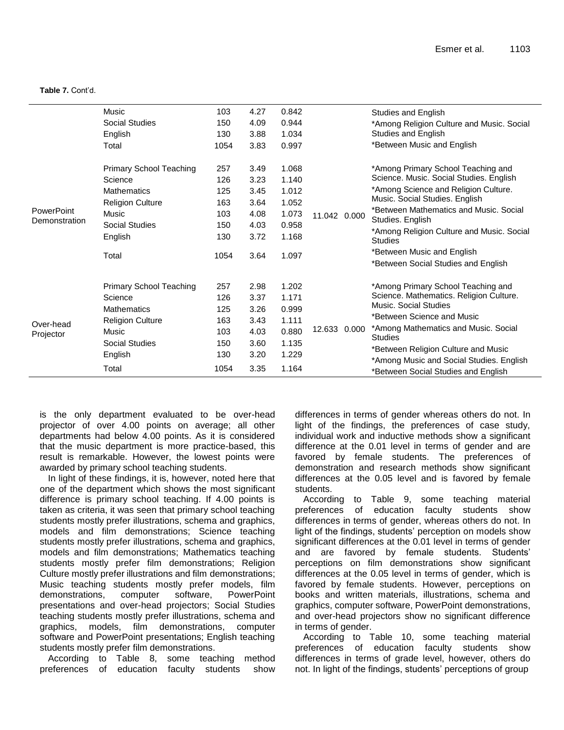**Table 7.** Cont'd.

| | | | | | | | |
|---|---|---|---|---|---|---|---|
| | Music | 103 | 4.27 | 0.842 | | | Studies and English |
| | Social Studies | 150 | 4.09 | 0.944 | | | *Among Religion Culture and Music. Social Studies and English |
| | English | 130 | 3.88 | 1.034 | | | *Between Music and English |
| | Total | 1054 | 3.83 | 0.997 | | | |
| PowerPoint Demonstration | Primary School Teaching | 257 | 3.49 | 1.068 | 11.042 | 0.000 | *Among Primary School Teaching and Science. Music. Social Studies. English |
| | Science | 126 | 3.23 | 1.140 | | | *Among Science and Religion Culture. Music. Social Studies. English |
| | Mathematics | 125 | 3.45 | 1.012 | | | *Between Mathematics and Music. Social Studies. English |
| | Religion Culture | 163 | 3.64 | 1.052 | | | *Among Religion Culture and Music. Social Studies |
| | Music | 103 | 4.08 | 1.073 | | | *Between Music and English |
| | Social Studies | 150 | 4.03 | 0.958 | | | *Between Social Studies and English |
| | English | 130 | 3.72 | 1.168 | | | |
| | Total | 1054 | 3.64 | 1.097 | | | |
| Over-head Projector | Primary School Teaching | 257 | 2.98 | 1.202 | 12.633 | 0.000 | *Among Primary School Teaching and Science. Mathematics. Religion Culture. Music. Social Studies |
| | Science | 126 | 3.37 | 1.171 | | | *Between Science and Music |
| | Mathematics | 125 | 3.26 | 0.999 | | | *Among Mathematics and Music. Social Studies |
| | Religion Culture | 163 | 3.43 | 1.111 | | | *Between Religion Culture and Music |
| | Music | 103 | 4.03 | 0.880 | | | *Among Music and Social Studies. English |
| | Social Studies | 150 | 3.60 | 1.135 | | | *Between Social Studies and English |
| | English | 130 | 3.20 | 1.229 | | | |
| | Total | 1054 | 3.35 | 1.164 | | | |

is the only department evaluated to be over-head projector of over 4.00 points on average; all other departments had below 4.00 points. As it is considered that the music department is more practice-based, this result is remarkable. However, the lowest points were awarded by primary school teaching students.

In light of these findings, it is, however, noted here that one of the department which shows the most significant difference is primary school teaching. If 4.00 points is taken as criteria, it was seen that primary school teaching students mostly prefer illustrations, schema and graphics, models and film demonstrations; Science teaching students mostly prefer illustrations, schema and graphics, models and film demonstrations; Mathematics teaching students mostly prefer film demonstrations; Religion Culture mostly prefer illustrations and film demonstrations; Music teaching students mostly prefer models, film demonstrations, computer software, PowerPoint presentations and over-head projectors; Social Studies teaching students mostly prefer illustrations, schema and graphics, models, film demonstrations, computer software and PowerPoint presentations; English teaching students mostly prefer film demonstrations.

According to Table 8, some teaching method preferences of education faculty students show differences in terms of gender whereas others do not. In light of the findings, the preferences of case study, individual work and inductive methods show a significant difference at the 0.01 level in terms of gender and are favored by female students. The preferences of demonstration and research methods show significant differences at the 0.05 level and is favored by female students.

According to Table 9, some teaching material preferences of education faculty students show differences in terms of gender, whereas others do not. In light of the findings, students' perception on models show significant differences at the 0.01 level in terms of gender and are favored by female students. Students' perceptions on film demonstrations show significant differences at the 0.05 level in terms of gender, which is favored by female students. However, perceptions on books and written materials, illustrations, schema and graphics, computer software, PowerPoint demonstrations, and over-head projectors show no significant difference in terms of gender.

According to Table 10, some teaching material preferences of education faculty students show differences in terms of grade level, however, others do not. In light of the findings, students' perceptions of group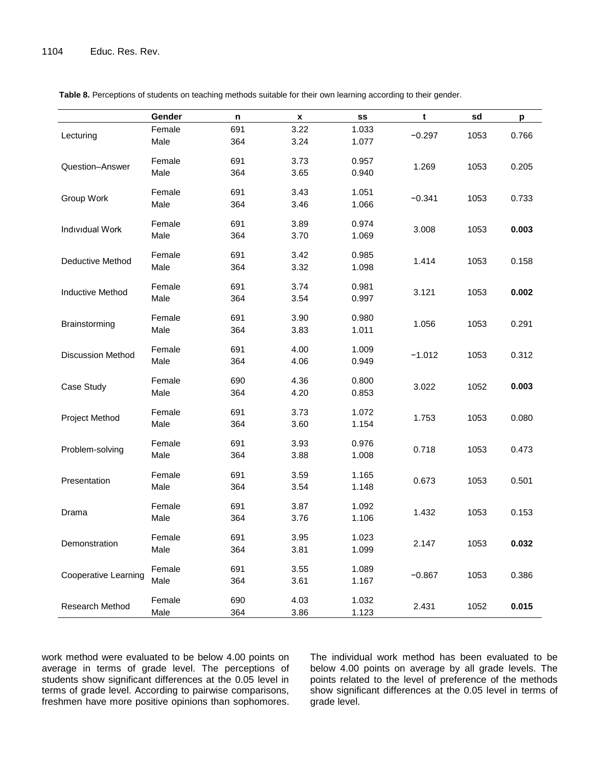**Table 8.** Perceptions of students on teaching methods suitable for their own learning according to their gender.

| | Gender | n | x | ss | t | sd | p |
|---|---|---|---|---|---|---|---|
| Lecturing | Female | 691 | 3.22 | 1.033 | −0.297 | 1053 | 0.766 |
| | Male | 364 | 3.24 | 1.077 | | | |
| Question–Answer | Female | 691 | 3.73 | 0.957 | 1.269 | 1053 | 0.205 |
| | Male | 364 | 3.65 | 0.940 | | | |
| Group Work | Female | 691 | 3.43 | 1.051 | −0.341 | 1053 | 0.733 |
| | Male | 364 | 3.46 | 1.066 | | | |
| Indıvıdual Work | Female | 691 | 3.89 | 0.974 | 3.008 | 1053 | **0.003** |
| | Male | 364 | 3.70 | 1.069 | | | |
| Deductive Method | Female | 691 | 3.42 | 0.985 | 1.414 | 1053 | 0.158 |
| | Male | 364 | 3.32 | 1.098 | | | |
| Inductive Method | Female | 691 | 3.74 | 0.981 | 3.121 | 1053 | **0.002** |
| | Male | 364 | 3.54 | 0.997 | | | |
| Brainstorming | Female | 691 | 3.90 | 0.980 | 1.056 | 1053 | 0.291 |
| | Male | 364 | 3.83 | 1.011 | | | |
| Discussion Method | Female | 691 | 4.00 | 1.009 | −1.012 | 1053 | 0.312 |
| | Male | 364 | 4.06 | 0.949 | | | |
| Case Study | Female | 690 | 4.36 | 0.800 | 3.022 | 1052 | **0.003** |
| | Male | 364 | 4.20 | 0.853 | | | |
| Project Method | Female | 691 | 3.73 | 1.072 | 1.753 | 1053 | 0.080 |
| | Male | 364 | 3.60 | 1.154 | | | |
| Problem-solving | Female | 691 | 3.93 | 0.976 | 0.718 | 1053 | 0.473 |
| | Male | 364 | 3.88 | 1.008 | | | |
| Presentation | Female | 691 | 3.59 | 1.165 | 0.673 | 1053 | 0.501 |
| | Male | 364 | 3.54 | 1.148 | | | |
| Drama | Female | 691 | 3.87 | 1.092 | 1.432 | 1053 | 0.153 |
| | Male | 364 | 3.76 | 1.106 | | | |
| Demonstration | Female | 691 | 3.95 | 1.023 | 2.147 | 1053 | **0.032** |
| | Male | 364 | 3.81 | 1.099 | | | |
| Cooperative Learning | Female | 691 | 3.55 | 1.089 | −0.867 | 1053 | 0.386 |
| | Male | 364 | 3.61 | 1.167 | | | |
| Research Method | Female | 690 | 4.03 | 1.032 | 2.431 | 1052 | **0.015** |
| | Male | 364 | 3.86 | 1.123 | | | |

work method were evaluated to be below 4.00 points on average in terms of grade level. The perceptions of students show significant differences at the 0.05 level in terms of grade level. According to pairwise comparisons, freshmen have more positive opinions than sophomores.

The individual work method has been evaluated to be below 4.00 points on average by all grade levels. The points related to the level of preference of the methods show significant differences at the 0.05 level in terms of grade level.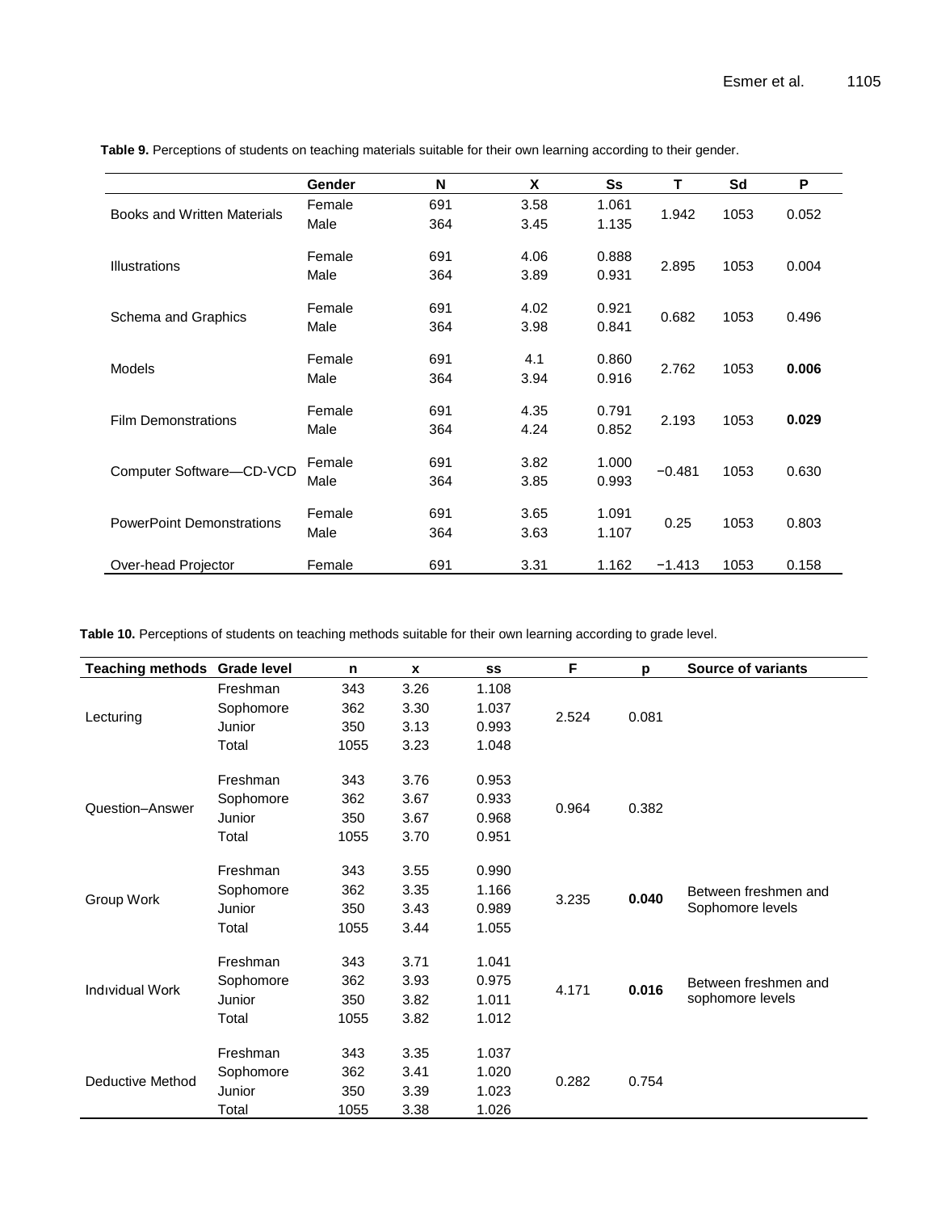**Table 9.** Perceptions of students on teaching materials suitable for their own learning according to their gender.

| | Gender | N | X | Ss | T | Sd | P |
|---|---|---|---|---|---|---|---|
| Books and Written Materials | Female | 691 | 3.58 | 1.061 | 1.942 | 1053 | 0.052 |
| | Male | 364 | 3.45 | 1.135 | | | |
| Illustrations | Female | 691 | 4.06 | 0.888 | 2.895 | 1053 | 0.004 |
| | Male | 364 | 3.89 | 0.931 | | | |
| Schema and Graphics | Female | 691 | 4.02 | 0.921 | 0.682 | 1053 | 0.496 |
| | Male | 364 | 3.98 | 0.841 | | | |
| Models | Female | 691 | 4.1 | 0.860 | 2.762 | 1053 | **0.006** |
| | Male | 364 | 3.94 | 0.916 | | | |
| Film Demonstrations | Female | 691 | 4.35 | 0.791 | 2.193 | 1053 | **0.029** |
| | Male | 364 | 4.24 | 0.852 | | | |
| Computer Software—CD-VCD | Female | 691 | 3.82 | 1.000 | −0.481 | 1053 | 0.630 |
| | Male | 364 | 3.85 | 0.993 | | | |
| PowerPoint Demonstrations | Female | 691 | 3.65 | 1.091 | 0.25 | 1053 | 0.803 |
| | Male | 364 | 3.63 | 1.107 | | | |
| Over-head Projector | Female | 691 | 3.31 | 1.162 | −1.413 | 1053 | 0.158 |

**Table 10.** Perceptions of students on teaching methods suitable for their own learning according to grade level.

| Teaching methods | Grade level | n | x | ss | F | p | Source of variants |
|---|---|---|---|---|---|---|---|
| Lecturing | Freshman | 343 | 3.26 | 1.108 | 2.524 | 0.081 | |
| | Sophomore | 362 | 3.30 | 1.037 | | | |
| | Junior | 350 | 3.13 | 0.993 | | | |
| | Total | 1055 | 3.23 | 1.048 | | | |
| Question–Answer | Freshman | 343 | 3.76 | 0.953 | 0.964 | 0.382 | |
| | Sophomore | 362 | 3.67 | 0.933 | | | |
| | Junior | 350 | 3.67 | 0.968 | | | |
| | Total | 1055 | 3.70 | 0.951 | | | |
| Group Work | Freshman | 343 | 3.55 | 0.990 | 3.235 | **0.040** | Between freshmen and Sophomore levels |
| | Sophomore | 362 | 3.35 | 1.166 | | | |
| | Junior | 350 | 3.43 | 0.989 | | | |
| | Total | 1055 | 3.44 | 1.055 | | | |
| Indıvidual Work | Freshman | 343 | 3.71 | 1.041 | 4.171 | **0.016** | Between freshmen and sophomore levels |
| | Sophomore | 362 | 3.93 | 0.975 | | | |
| | Junior | 350 | 3.82 | 1.011 | | | |
| | Total | 1055 | 3.82 | 1.012 | | | |
| Deductive Method | Freshman | 343 | 3.35 | 1.037 | 0.282 | 0.754 | |
| | Sophomore | 362 | 3.41 | 1.020 | | | |
| | Junior | 350 | 3.39 | 1.023 | | | |
| | Total | 1055 | 3.38 | 1.026 | | | |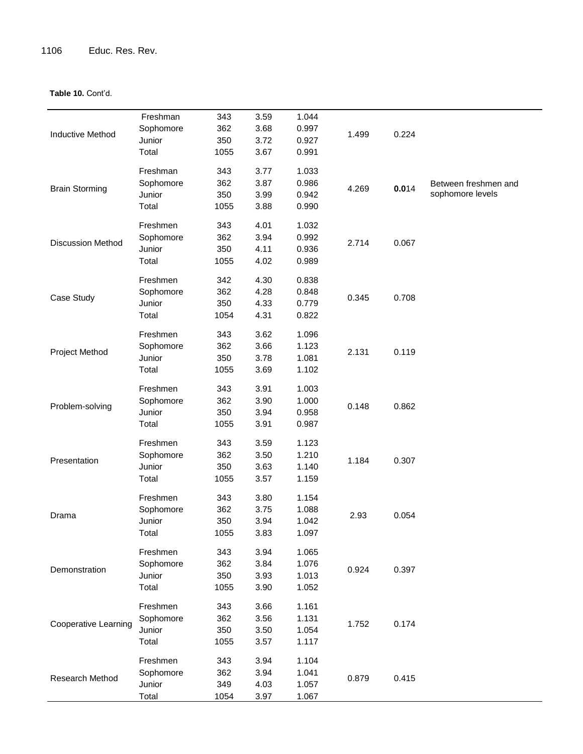**Table 10.** Cont'd.

| | | | | | | | |
|---|---|---|---|---|---|---|---|
| Inductive Method | Freshman | 343 | 3.59 | 1.044 | 1.499 | 0.224 | |
| | Sophomore | 362 | 3.68 | 0.997 | | | |
| | Junior | 350 | 3.72 | 0.927 | | | |
| | Total | 1055 | 3.67 | 0.991 | | | |
| Brain Storming | Freshman | 343 | 3.77 | 1.033 | 4.269 | **0.0**14 | Between freshmen and sophomore levels |
| | Sophomore | 362 | 3.87 | 0.986 | | | |
| | Junior | 350 | 3.99 | 0.942 | | | |
| | Total | 1055 | 3.88 | 0.990 | | | |
| Discussion Method | Freshmen | 343 | 4.01 | 1.032 | 2.714 | 0.067 | |
| | Sophomore | 362 | 3.94 | 0.992 | | | |
| | Junior | 350 | 4.11 | 0.936 | | | |
| | Total | 1055 | 4.02 | 0.989 | | | |
| Case Study | Freshmen | 342 | 4.30 | 0.838 | 0.345 | 0.708 | |
| | Sophomore | 362 | 4.28 | 0.848 | | | |
| | Junior | 350 | 4.33 | 0.779 | | | |
| | Total | 1054 | 4.31 | 0.822 | | | |
| Project Method | Freshmen | 343 | 3.62 | 1.096 | 2.131 | 0.119 | |
| | Sophomore | 362 | 3.66 | 1.123 | | | |
| | Junior | 350 | 3.78 | 1.081 | | | |
| | Total | 1055 | 3.69 | 1.102 | | | |
| Problem-solving | Freshmen | 343 | 3.91 | 1.003 | 0.148 | 0.862 | |
| | Sophomore | 362 | 3.90 | 1.000 | | | |
| | Junior | 350 | 3.94 | 0.958 | | | |
| | Total | 1055 | 3.91 | 0.987 | | | |
| Presentation | Freshmen | 343 | 3.59 | 1.123 | 1.184 | 0.307 | |
| | Sophomore | 362 | 3.50 | 1.210 | | | |
| | Junior | 350 | 3.63 | 1.140 | | | |
| | Total | 1055 | 3.57 | 1.159 | | | |
| Drama | Freshmen | 343 | 3.80 | 1.154 | 2.93 | 0.054 | |
| | Sophomore | 362 | 3.75 | 1.088 | | | |
| | Junior | 350 | 3.94 | 1.042 | | | |
| | Total | 1055 | 3.83 | 1.097 | | | |
| Demonstration | Freshmen | 343 | 3.94 | 1.065 | 0.924 | 0.397 | |
| | Sophomore | 362 | 3.84 | 1.076 | | | |
| | Junior | 350 | 3.93 | 1.013 | | | |
| | Total | 1055 | 3.90 | 1.052 | | | |
| Cooperative Learning | Freshmen | 343 | 3.66 | 1.161 | 1.752 | 0.174 | |
| | Sophomore | 362 | 3.56 | 1.131 | | | |
| | Junior | 350 | 3.50 | 1.054 | | | |
| | Total | 1055 | 3.57 | 1.117 | | | |
| Research Method | Freshmen | 343 | 3.94 | 1.104 | 0.879 | 0.415 | |
| | Sophomore | 362 | 3.94 | 1.041 | | | |
| | Junior | 349 | 4.03 | 1.057 | | | |
| | Total | 1054 | 3.97 | 1.067 | | | |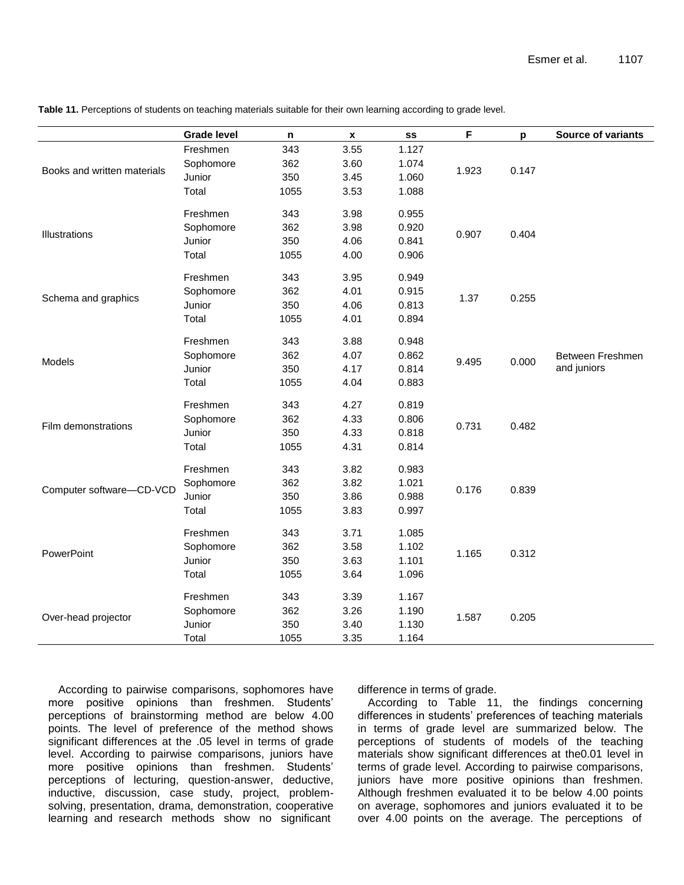**Table 11.** Perceptions of students on teaching materials suitable for their own learning according to grade level.

| | Grade level | n | x | ss | F | p | Source of variants |
|---|---|---|---|---|---|---|---|
| Books and written materials | Freshmen | 343 | 3.55 | 1.127 | 1.923 | 0.147 | |
| | Sophomore | 362 | 3.60 | 1.074 | | | |
| | Junior | 350 | 3.45 | 1.060 | | | |
| | Total | 1055 | 3.53 | 1.088 | | | |
| Illustrations | Freshmen | 343 | 3.98 | 0.955 | 0.907 | 0.404 | |
| | Sophomore | 362 | 3.98 | 0.920 | | | |
| | Junior | 350 | 4.06 | 0.841 | | | |
| | Total | 1055 | 4.00 | 0.906 | | | |
| Schema and graphics | Freshmen | 343 | 3.95 | 0.949 | 1.37 | 0.255 | |
| | Sophomore | 362 | 4.01 | 0.915 | | | |
| | Junior | 350 | 4.06 | 0.813 | | | |
| | Total | 1055 | 4.01 | 0.894 | | | |
| Models | Freshmen | 343 | 3.88 | 0.948 | 9.495 | 0.000 | Between Freshmen and juniors |
| | Sophomore | 362 | 4.07 | 0.862 | | | |
| | Junior | 350 | 4.17 | 0.814 | | | |
| | Total | 1055 | 4.04 | 0.883 | | | |
| Film demonstrations | Freshmen | 343 | 4.27 | 0.819 | 0.731 | 0.482 | |
| | Sophomore | 362 | 4.33 | 0.806 | | | |
| | Junior | 350 | 4.33 | 0.818 | | | |
| | Total | 1055 | 4.31 | 0.814 | | | |
| Computer software—CD-VCD | Freshmen | 343 | 3.82 | 0.983 | 0.176 | 0.839 | |
| | Sophomore | 362 | 3.82 | 1.021 | | | |
| | Junior | 350 | 3.86 | 0.988 | | | |
| | Total | 1055 | 3.83 | 0.997 | | | |
| PowerPoint | Freshmen | 343 | 3.71 | 1.085 | 1.165 | 0.312 | |
| | Sophomore | 362 | 3.58 | 1.102 | | | |
| | Junior | 350 | 3.63 | 1.101 | | | |
| | Total | 1055 | 3.64 | 1.096 | | | |
| Over-head projector | Freshmen | 343 | 3.39 | 1.167 | 1.587 | 0.205 | |
| | Sophomore | 362 | 3.26 | 1.190 | | | |
| | Junior | 350 | 3.40 | 1.130 | | | |
| | Total | 1055 | 3.35 | 1.164 | | | |

According to pairwise comparisons, sophomores have more positive opinions than freshmen. Students' perceptions of brainstorming method are below 4.00 points. The level of preference of the method shows significant differences at the .05 level in terms of grade level. According to pairwise comparisons, juniors have more positive opinions than freshmen. Students' perceptions of lecturing, question-answer, deductive, inductive, discussion, case study, project, problem-solving, presentation, drama, demonstration, cooperative learning and research methods show no significant difference in terms of grade.

According to Table 11, the findings concerning differences in students' preferences of teaching materials in terms of grade level are summarized below. The perceptions of students of models of the teaching materials show significant differences at the0.01 level in terms of grade level. According to pairwise comparisons, juniors have more positive opinions than freshmen. Although freshmen evaluated it to be below 4.00 points on average, sophomores and juniors evaluated it to be over 4.00 points on the average. The perceptions of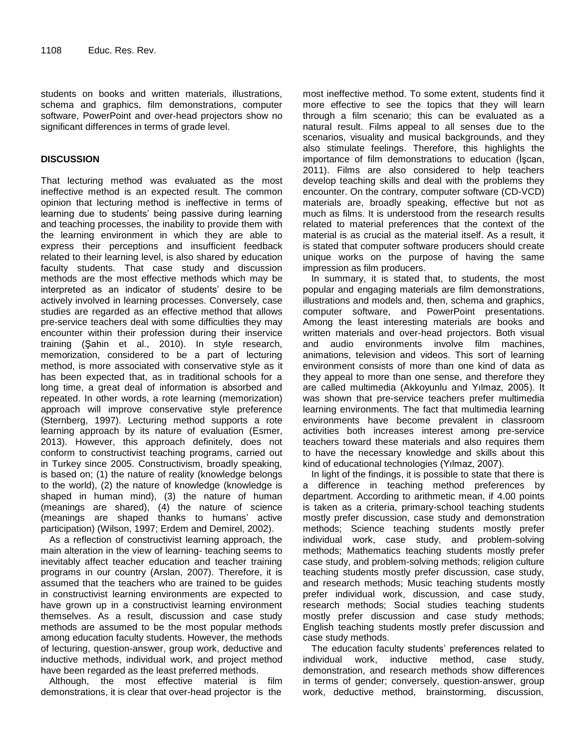students on books and written materials, illustrations, schema and graphics, film demonstrations, computer software, PowerPoint and over-head projectors show no significant differences in terms of grade level.

## DISCUSSION

That lecturing method was evaluated as the most ineffective method is an expected result. The common opinion that lecturing method is ineffective in terms of learning due to students' being passive during learning and teaching processes, the inability to provide them with the learning environment in which they are able to express their perceptions and insufficient feedback related to their learning level, is also shared by education faculty students. That case study and discussion methods are the most effective methods which may be interpreted as an indicator of students' desire to be actively involved in learning processes. Conversely, case studies are regarded as an effective method that allows pre-service teachers deal with some difficulties they may encounter within their profession during their inservice training (Şahin et al., 2010). In style research, memorization, considered to be a part of lecturing method, is more associated with conservative style as it has been expected that, as in traditional schools for a long time, a great deal of information is absorbed and repeated. In other words, a rote learning (memorization) approach will improve conservative style preference (Sternberg, 1997). Lecturing method supports a rote learning approach by its nature of evaluation (Esmer, 2013). However, this approach definitely, does not conform to constructivist teaching programs, carried out in Turkey since 2005. Constructivism, broadly speaking, is based on; (1) the nature of reality (knowledge belongs to the world), (2) the nature of knowledge (knowledge is shaped in human mind), (3) the nature of human (meanings are shared), (4) the nature of science (meanings are shaped thanks to humans' active participation) (Wilson, 1997; Erdem and Demirel, 2002).

As a reflection of constructivist learning approach, the main alteration in the view of learning- teaching seems to inevitably affect teacher education and teacher training programs in our country (Arslan, 2007). Therefore, it is assumed that the teachers who are trained to be guides in constructivist learning environments are expected to have grown up in a constructivist learning environment themselves. As a result, discussion and case study methods are assumed to be the most popular methods among education faculty students. However, the methods of lecturing, question-answer, group work, deductive and inductive methods, individual work, and project method have been regarded as the least preferred methods.

Although, the most effective material is film demonstrations, it is clear that over-head projector is the most ineffective method. To some extent, students find it more effective to see the topics that they will learn through a film scenario; this can be evaluated as a natural result. Films appeal to all senses due to the scenarios, visuality and musical backgrounds, and they also stimulate feelings. Therefore, this highlights the importance of film demonstrations to education (İşcan, 2011). Films are also considered to help teachers develop teaching skills and deal with the problems they encounter. On the contrary, computer software (CD-VCD) materials are, broadly speaking, effective but not as much as films. It is understood from the research results related to material preferences that the context of the material is as crucial as the material itself. As a result, it is stated that computer software producers should create unique works on the purpose of having the same impression as film producers.

In summary, it is stated that, to students, the most popular and engaging materials are film demonstrations, illustrations and models and, then, schema and graphics, computer software, and PowerPoint presentations. Among the least interesting materials are books and written materials and over-head projectors. Both visual and audio environments involve film machines, animations, television and videos. This sort of learning environment consists of more than one kind of data as they appeal to more than one sense, and therefore they are called multimedia (Akkoyunlu and Yılmaz, 2005). It was shown that pre-service teachers prefer multimedia learning environments. The fact that multimedia learning environments have become prevalent in classroom activities both increases interest among pre-service teachers toward these materials and also requires them to have the necessary knowledge and skills about this kind of educational technologies (Yılmaz, 2007).

In light of the findings, it is possible to state that there is a difference in teaching method preferences by department. According to arithmetic mean, if 4.00 points is taken as a criteria, primary-school teaching students mostly prefer discussion, case study and demonstration methods; Science teaching students mostly prefer individual work, case study, and problem-solving methods; Mathematics teaching students mostly prefer case study, and problem-solving methods; religion culture teaching students mostly prefer discussion, case study, and research methods; Music teaching students mostly prefer individual work, discussion, and case study, research methods; Social studies teaching students mostly prefer discussion and case study methods; English teaching students mostly prefer discussion and case study methods.

The education faculty students' preferences related to individual work, inductive method, case study, demonstration, and research methods show differences in terms of gender; conversely, question-answer, group work, deductive method, brainstorming, discussion,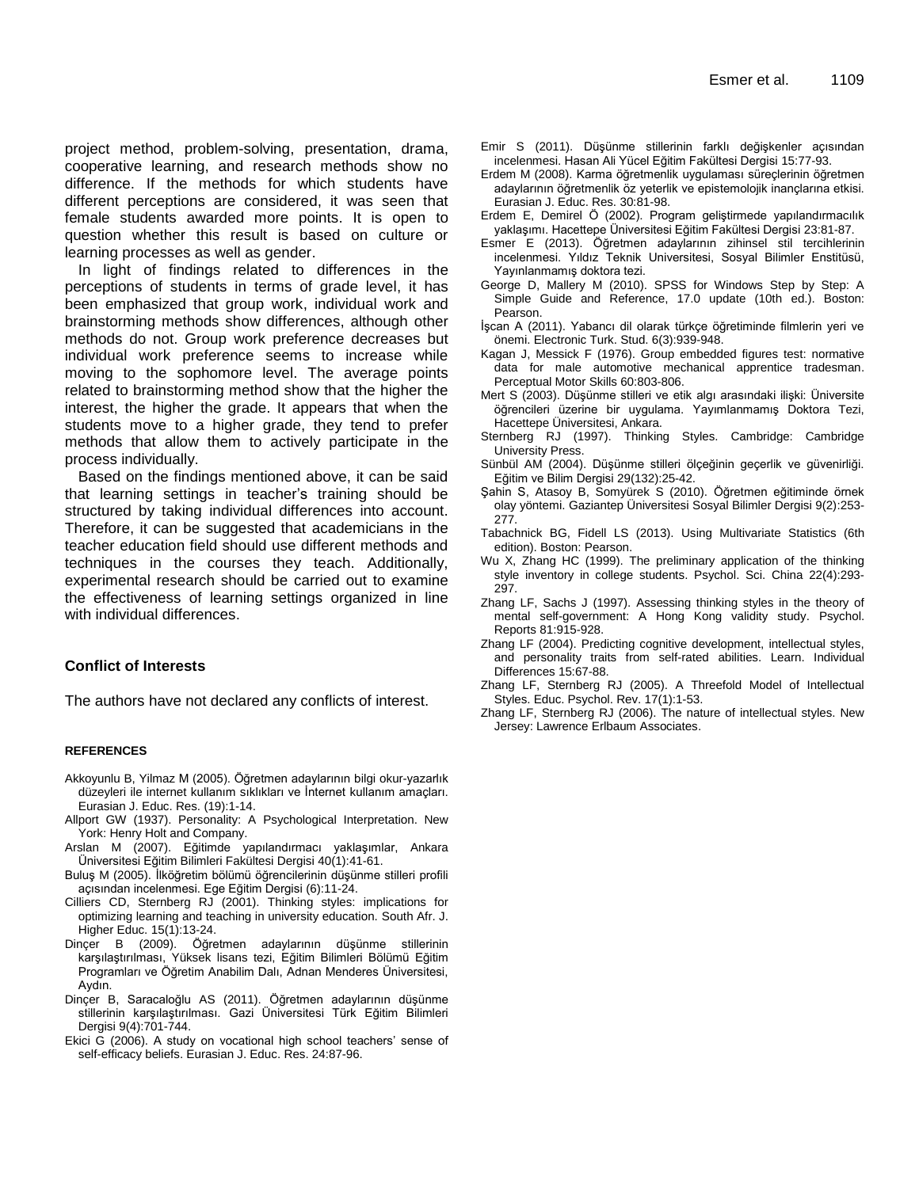project method, problem-solving, presentation, drama, cooperative learning, and research methods show no difference. If the methods for which students have different perceptions are considered, it was seen that female students awarded more points. It is open to question whether this result is based on culture or learning processes as well as gender.

In light of findings related to differences in the perceptions of students in terms of grade level, it has been emphasized that group work, individual work and brainstorming methods show differences, although other methods do not. Group work preference decreases but individual work preference seems to increase while moving to the sophomore level. The average points related to brainstorming method show that the higher the interest, the higher the grade. It appears that when the students move to a higher grade, they tend to prefer methods that allow them to actively participate in the process individually.

Based on the findings mentioned above, it can be said that learning settings in teacher's training should be structured by taking individual differences into account. Therefore, it can be suggested that academicians in the teacher education field should use different methods and techniques in the courses they teach. Additionally, experimental research should be carried out to examine the effectiveness of learning settings organized in line with individual differences.

## Conflict of Interests

The authors have not declared any conflicts of interest.

## REFERENCES

Akkoyunlu B, Yilmaz M (2005). Öğretmen adaylarının bilgi okur-yazarlık düzeyleri ile internet kullanım sıklıkları ve İnternet kullanım amaçları. Eurasian J. Educ. Res. (19):1-14.

Allport GW (1937). Personality: A Psychological Interpretation. New York: Henry Holt and Company.

Arslan M (2007). Eğitimde yapılandırmacı yaklaşımlar, Ankara Üniversitesi Eğitim Bilimleri Fakültesi Dergisi 40(1):41-61.

Buluş M (2005). İlköğretim bölümü öğrencilerinin düşünme stilleri profili açısından incelenmesi. Ege Eğitim Dergisi (6):11-24.

Cilliers CD, Sternberg RJ (2001). Thinking styles: implications for optimizing learning and teaching in university education. South Afr. J. Higher Educ. 15(1):13-24.

Dinçer B (2009). Öğretmen adaylarının düşünme stillerinin karşılaştırılması, Yüksek lisans tezi, Eğitim Bilimleri Bölümü Eğitim Programları ve Öğretim Anabilim Dalı, Adnan Menderes Üniversitesi, Aydın.

Dinçer B, Saracaloğlu AS (2011). Öğretmen adaylarının düşünme stillerinin karşılaştırılması. Gazi Üniversitesi Türk Eğitim Bilimleri Dergisi 9(4):701-744.

Ekici G (2006). A study on vocational high school teachers' sense of self-efficacy beliefs. Eurasian J. Educ. Res. 24:87-96.

Emir S (2011). Düşünme stillerinin farklı değişkenler açısından incelenmesi. Hasan Ali Yücel Eğitim Fakültesi Dergisi 15:77-93.

Erdem M (2008). Karma öğretmenlik uygulaması süreçlerinin öğretmen adaylarının öğretmenlik öz yeterlik ve epistemolojik inançlarına etkisi. Eurasian J. Educ. Res. 30:81-98.

Erdem E, Demirel Ö (2002). Program geliştirmede yapılandırmacılık yaklaşımı. Hacettepe Üniversitesi Eğitim Fakültesi Dergisi 23:81-87.

Esmer E (2013). Öğretmen adaylarının zihinsel stil tercihlerinin incelenmesi. Yıldız Teknik Universitesi, Sosyal Bilimler Enstitüsü, Yayınlanmamış doktora tezi.

George D, Mallery M (2010). SPSS for Windows Step by Step: A Simple Guide and Reference, 17.0 update (10th ed.). Boston: Pearson.

İşcan A (2011). Yabancı dil olarak türkçe öğretiminde filmlerin yeri ve önemi. Electronic Turk. Stud. 6(3):939-948.

Kagan J, Messick F (1976). Group embedded figures test: normative data for male automotive mechanical apprentice tradesman. Perceptual Motor Skills 60:803-806.

Mert S (2003). Düşünme stilleri ve etik algı arasındaki ilişki: Üniversite öğrencileri üzerine bir uygulama. Yayımlanmamış Doktora Tezi, Hacettepe Üniversitesi, Ankara.

Sternberg RJ (1997). Thinking Styles. Cambridge: Cambridge University Press.

Sünbül AM (2004). Düşünme stilleri ölçeğinin geçerlik ve güvenirliği. Eğitim ve Bilim Dergisi 29(132):25-42.

Şahin S, Atasoy B, Somyürek S (2010). Öğretmen eğitiminde örnek olay yöntemi. Gaziantep Üniversitesi Sosyal Bilimler Dergisi 9(2):253-277.

Tabachnick BG, Fidell LS (2013). Using Multivariate Statistics (6th edition). Boston: Pearson.

Wu X, Zhang HC (1999). The preliminary application of the thinking style inventory in college students. Psychol. Sci. China 22(4):293-297.

Zhang LF, Sachs J (1997). Assessing thinking styles in the theory of mental self-government: A Hong Kong validity study. Psychol. Reports 81:915-928.

Zhang LF (2004). Predicting cognitive development, intellectual styles, and personality traits from self-rated abilities. Learn. Individual Differences 15:67-88.

Zhang LF, Sternberg RJ (2005). A Threefold Model of Intellectual Styles. Educ. Psychol. Rev. 17(1):1-53.

Zhang LF, Sternberg RJ (2006). The nature of intellectual styles. New Jersey: Lawrence Erlbaum Associates.